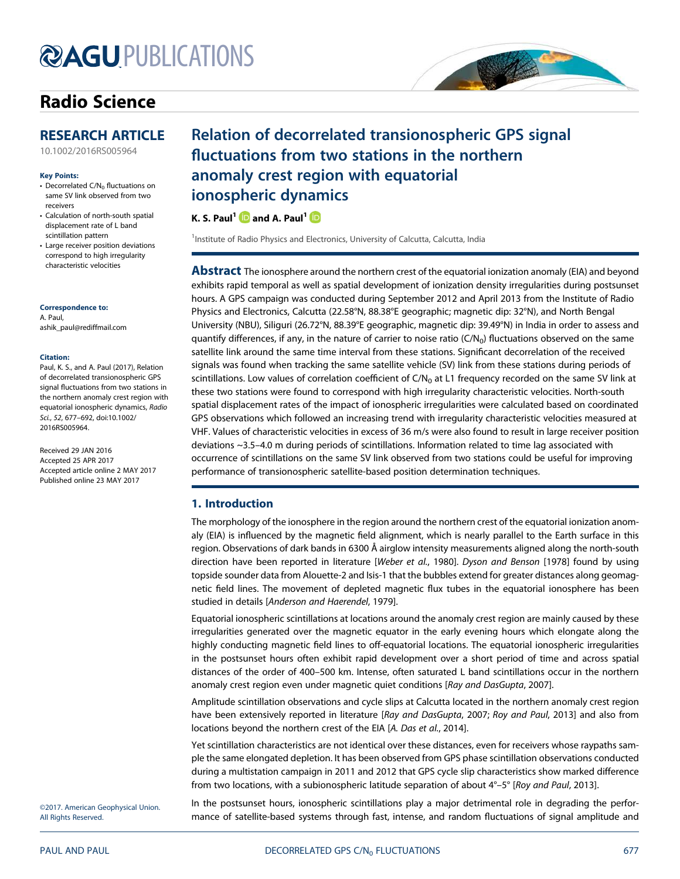# Radio Science

## RESEARCH ARTICLE

10.1002/2016RS005964

**Key Points:**

- Decorrelated $C/N_0$ fluctuations on same SV link observed from two receivers
- Calculation of north-south spatial displacement rate of L band scintillation pattern
- Large receiver position deviations correspond to high irregularity characteristic velocities

**Correspondence to:**

A. Paul,
ashik_paul@rediffmail.com

**Citation:**

Paul, K. S., and A. Paul (2017), Relation of decorrelated transionospheric GPS signal fluctuations from two stations in the northern anomaly crest region with equatorial ionospheric dynamics, *Radio Sci.*, *52*, 677–692, doi:10.1002/2016RS005964.

Received 29 JAN 2016
Accepted 25 APR 2017
Accepted article online 2 MAY 2017
Published online 23 MAY 2017

©2017. American Geophysical Union. All Rights Reserved.

# Relation of decorrelated transionospheric GPS signal fluctuations from two stations in the northern anomaly crest region with equatorial ionospheric dynamics

**K. S. Paul[1] and A. Paul[1]**

[1]Institute of Radio Physics and Electronics, University of Calcutta, Calcutta, India

**Abstract** The ionosphere around the northern crest of the equatorial ionization anomaly (EIA) and beyond exhibits rapid temporal as well as spatial development of ionization density irregularities during postsunset hours. A GPS campaign was conducted during September 2012 and April 2013 from the Institute of Radio Physics and Electronics, Calcutta (22.58°N, 88.38°E geographic; magnetic dip: 32°N), and North Bengal University (NBU), Siliguri (26.72°N, 88.39°E geographic, magnetic dip: 39.49°N) in India in order to assess and quantify differences, if any, in the nature of carrier to noise ratio ($C/N_0$) fluctuations observed on the same satellite link around the same time interval from these stations. Significant decorrelation of the received signals was found when tracking the same satellite vehicle (SV) link from these stations during periods of scintillations. Low values of correlation coefficient of $C/N_0$ at L1 frequency recorded on the same SV link at these two stations were found to correspond with high irregularity characteristic velocities. North-south spatial displacement rates of the impact of ionospheric irregularities were calculated based on coordinated GPS observations which followed an increasing trend with irregularity characteristic velocities measured at VHF. Values of characteristic velocities in excess of 36 m/s were also found to result in large receiver position deviations ~3.5–4.0 m during periods of scintillations. Information related to time lag associated with occurrence of scintillations on the same SV link observed from two stations could be useful for improving performance of transionospheric satellite-based position determination techniques.

## 1. Introduction

The morphology of the ionosphere in the region around the northern crest of the equatorial ionization anomaly (EIA) is influenced by the magnetic field alignment, which is nearly parallel to the Earth surface in this region. Observations of dark bands in 6300 Å airglow intensity measurements aligned along the north-south direction have been reported in literature [*Weber et al.*, 1980]. *Dyson and Benson* [1978] found by using topside sounder data from Alouette-2 and Isis-1 that the bubbles extend for greater distances along geomagnetic field lines. The movement of depleted magnetic flux tubes in the equatorial ionosphere has been studied in details [*Anderson and Haerendel*, 1979].

Equatorial ionospheric scintillations at locations around the anomaly crest region are mainly caused by these irregularities generated over the magnetic equator in the early evening hours which elongate along the highly conducting magnetic field lines to off-equatorial locations. The equatorial ionospheric irregularities in the postsunset hours often exhibit rapid development over a short period of time and across spatial distances of the order of 400–500 km. Intense, often saturated L band scintillations occur in the northern anomaly crest region even under magnetic quiet conditions [*Ray and DasGupta*, 2007].

Amplitude scintillation observations and cycle slips at Calcutta located in the northern anomaly crest region have been extensively reported in literature [*Ray and DasGupta*, 2007; *Roy and Paul*, 2013] and also from locations beyond the northern crest of the EIA [*A. Das et al.*, 2014].

Yet scintillation characteristics are not identical over these distances, even for receivers whose raypaths sample the same elongated depletion. It has been observed from GPS phase scintillation observations conducted during a multistation campaign in 2011 and 2012 that GPS cycle slip characteristics show marked difference from two locations, with a subionospheric latitude separation of about 4°–5° [*Roy and Paul*, 2013].

In the postsunset hours, ionospheric scintillations play a major detrimental role in degrading the performance of satellite-based systems through fast, intense, and random fluctuations of signal amplitude and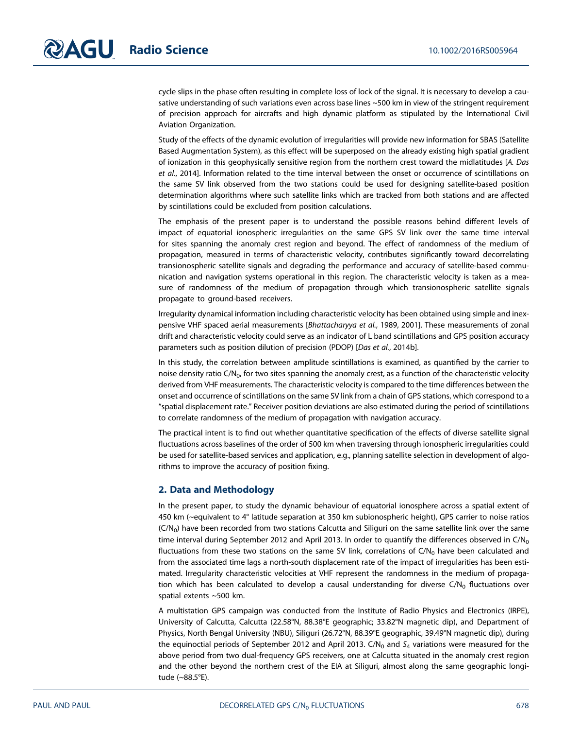cycle slips in the phase often resulting in complete loss of lock of the signal. It is necessary to develop a causative understanding of such variations even across base lines ~500 km in view of the stringent requirement of precision approach for aircrafts and high dynamic platform as stipulated by the International Civil Aviation Organization.

Study of the effects of the dynamic evolution of irregularities will provide new information for SBAS (Satellite Based Augmentation System), as this effect will be superposed on the already existing high spatial gradient of ionization in this geophysically sensitive region from the northern crest toward the midlatitudes [*A. Das et al.*, 2014]. Information related to the time interval between the onset or occurrence of scintillations on the same SV link observed from the two stations could be used for designing satellite-based position determination algorithms where such satellite links which are tracked from both stations and are affected by scintillations could be excluded from position calculations.

The emphasis of the present paper is to understand the possible reasons behind different levels of impact of equatorial ionospheric irregularities on the same GPS SV link over the same time interval for sites spanning the anomaly crest region and beyond. The effect of randomness of the medium of propagation, measured in terms of characteristic velocity, contributes significantly toward decorrelating transionospheric satellite signals and degrading the performance and accuracy of satellite-based communication and navigation systems operational in this region. The characteristic velocity is taken as a measure of randomness of the medium of propagation through which transionospheric satellite signals propagate to ground-based receivers.

Irregularity dynamical information including characteristic velocity has been obtained using simple and inexpensive VHF spaced aerial measurements [*Bhattacharyya et al.*, 1989, 2001]. These measurements of zonal drift and characteristic velocity could serve as an indicator of L band scintillations and GPS position accuracy parameters such as position dilution of precision (PDOP) [*Das et al.*, 2014b].

In this study, the correlation between amplitude scintillations is examined, as quantified by the carrier to noise density ratio $C/N_0$, for two sites spanning the anomaly crest, as a function of the characteristic velocity derived from VHF measurements. The characteristic velocity is compared to the time differences between the onset and occurrence of scintillations on the same SV link from a chain of GPS stations, which correspond to a "spatial displacement rate." Receiver position deviations are also estimated during the period of scintillations to correlate randomness of the medium of propagation with navigation accuracy.

The practical intent is to find out whether quantitative specification of the effects of diverse satellite signal fluctuations across baselines of the order of 500 km when traversing through ionospheric irregularities could be used for satellite-based services and application, e.g., planning satellite selection in development of algorithms to improve the accuracy of position fixing.

## 2. Data and Methodology

In the present paper, to study the dynamic behaviour of equatorial ionosphere across a spatial extent of 450 km (~equivalent to 4° latitude separation at 350 km subionospheric height), GPS carrier to noise ratios ($C/N_0$) have been recorded from two stations Calcutta and Siliguri on the same satellite link over the same time interval during September 2012 and April 2013. In order to quantify the differences observed in $C/N_0$ fluctuations from these two stations on the same SV link, correlations of $C/N_0$ have been calculated and from the associated time lags a north-south displacement rate of the impact of irregularities has been estimated. Irregularity characteristic velocities at VHF represent the randomness in the medium of propagation which has been calculated to develop a causal understanding for diverse $C/N_0$ fluctuations over spatial extents ~500 km.

A multistation GPS campaign was conducted from the Institute of Radio Physics and Electronics (IRPE), University of Calcutta, Calcutta (22.58°N, 88.38°E geographic; 33.82°N magnetic dip), and Department of Physics, North Bengal University (NBU), Siliguri (26.72°N, 88.39°E geographic, 39.49°N magnetic dip), during the equinoctial periods of September 2012 and April 2013. $C/N_0$ and $S_4$ variations were measured for the above period from two dual-frequency GPS receivers, one at Calcutta situated in the anomaly crest region and the other beyond the northern crest of the EIA at Siliguri, almost along the same geographic longitude (~88.5°E).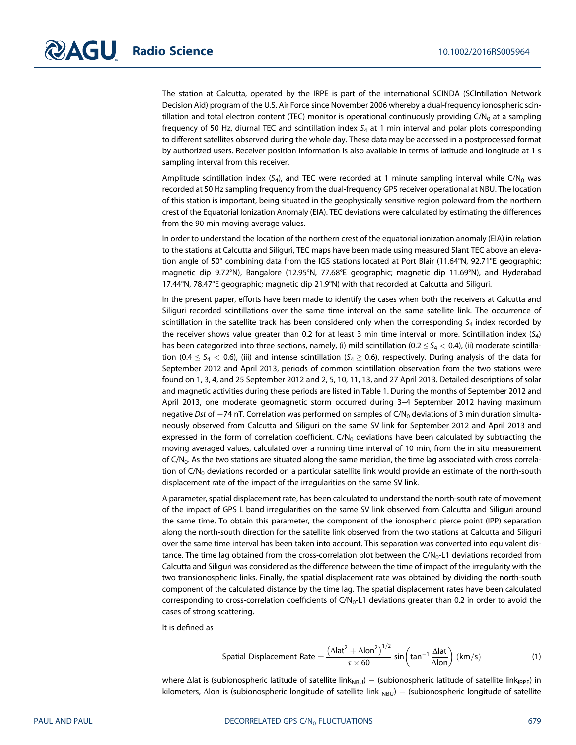The station at Calcutta, operated by the IRPE is part of the international SCINDA (SCIntillation Network Decision Aid) program of the U.S. Air Force since November 2006 whereby a dual-frequency ionospheric scintillation and total electron content (TEC) monitor is operational continuously providing $C/N_0$ at a sampling frequency of 50 Hz, diurnal TEC and scintillation index $S_4$ at 1 min interval and polar plots corresponding to different satellites observed during the whole day. These data may be accessed in a postprocessed format by authorized users. Receiver position information is also available in terms of latitude and longitude at 1 s sampling interval from this receiver.

Amplitude scintillation index ($S_4$), and TEC were recorded at 1 minute sampling interval while $C/N_0$ was recorded at 50 Hz sampling frequency from the dual-frequency GPS receiver operational at NBU. The location of this station is important, being situated in the geophysically sensitive region poleward from the northern crest of the Equatorial Ionization Anomaly (EIA). TEC deviations were calculated by estimating the differences from the 90 min moving average values.

In order to understand the location of the northern crest of the equatorial ionization anomaly (EIA) in relation to the stations at Calcutta and Siliguri, TEC maps have been made using measured Slant TEC above an elevation angle of 50° combining data from the IGS stations located at Port Blair (11.64°N, 92.71°E geographic; magnetic dip 9.72°N), Bangalore (12.95°N, 77.68°E geographic; magnetic dip 11.69°N), and Hyderabad 17.44°N, 78.47°E geographic; magnetic dip 21.9°N) with that recorded at Calcutta and Siliguri.

In the present paper, efforts have been made to identify the cases when both the receivers at Calcutta and Siliguri recorded scintillations over the same time interval on the same satellite link. The occurrence of scintillation in the satellite track has been considered only when the corresponding $S_4$ index recorded by the receiver shows value greater than 0.2 for at least 3 min time interval or more. Scintillation index ($S_4$) has been categorized into three sections, namely, (i) mild scintillation ($0.2 \leq S_4 < 0.4$), (ii) moderate scintillation ($0.4 \leq S_4 < 0.6$), (iii) and intense scintillation ($S_4 \geq 0.6$), respectively. During analysis of the data for September 2012 and April 2013, periods of common scintillation observation from the two stations were found on 1, 3, 4, and 25 September 2012 and 2, 5, 10, 11, 13, and 27 April 2013. Detailed descriptions of solar and magnetic activities during these periods are listed in Table 1. During the months of September 2012 and April 2013, one moderate geomagnetic storm occurred during 3–4 September 2012 having maximum negative *Dst* of −74 nT. Correlation was performed on samples of $C/N_0$ deviations of 3 min duration simultaneously observed from Calcutta and Siliguri on the same SV link for September 2012 and April 2013 and expressed in the form of correlation coefficient. $C/N_0$ deviations have been calculated by subtracting the moving averaged values, calculated over a running time interval of 10 min, from the in situ measurement of $C/N_0$. As the two stations are situated along the same meridian, the time lag associated with cross correlation of $C/N_0$ deviations recorded on a particular satellite link would provide an estimate of the north-south displacement rate of the impact of the irregularities on the same SV link.

A parameter, spatial displacement rate, has been calculated to understand the north-south rate of movement of the impact of GPS L band irregularities on the same SV link observed from Calcutta and Siliguri around the same time. To obtain this parameter, the component of the ionospheric pierce point (IPP) separation along the north-south direction for the satellite link observed from the two stations at Calcutta and Siliguri over the same time interval has been taken into account. This separation was converted into equivalent distance. The time lag obtained from the cross-correlation plot between the $C/N_0$-L1 deviations recorded from Calcutta and Siliguri was considered as the difference between the time of impact of the irregularity with the two transionospheric links. Finally, the spatial displacement rate was obtained by dividing the north-south component of the calculated distance by the time lag. The spatial displacement rates have been calculated corresponding to cross-correlation coefficients of $C/N_0$-L1 deviations greater than 0.2 in order to avoid the cases of strong scattering.

It is defined as

$$\text{Spatial Displacement Rate} = \frac{\left(\Delta\text{lat}^2 + \Delta\text{lon}^2\right)^{1/2}}{\tau \times 60} \sin\left(\tan^{-1}\frac{\Delta\text{lat}}{\Delta\text{lon}}\right) \ (\text{km/s}) \tag{1}$$

where Δlat is (subionospheric latitude of satellite $\text{link}_{\text{NBU}}$) − (subionospheric latitude of satellite $\text{link}_{\text{IRPE}}$) in kilometers, Δlon is (subionospheric longitude of satellite link $_{\text{NBU}}$) − (subionospheric longitude of satellite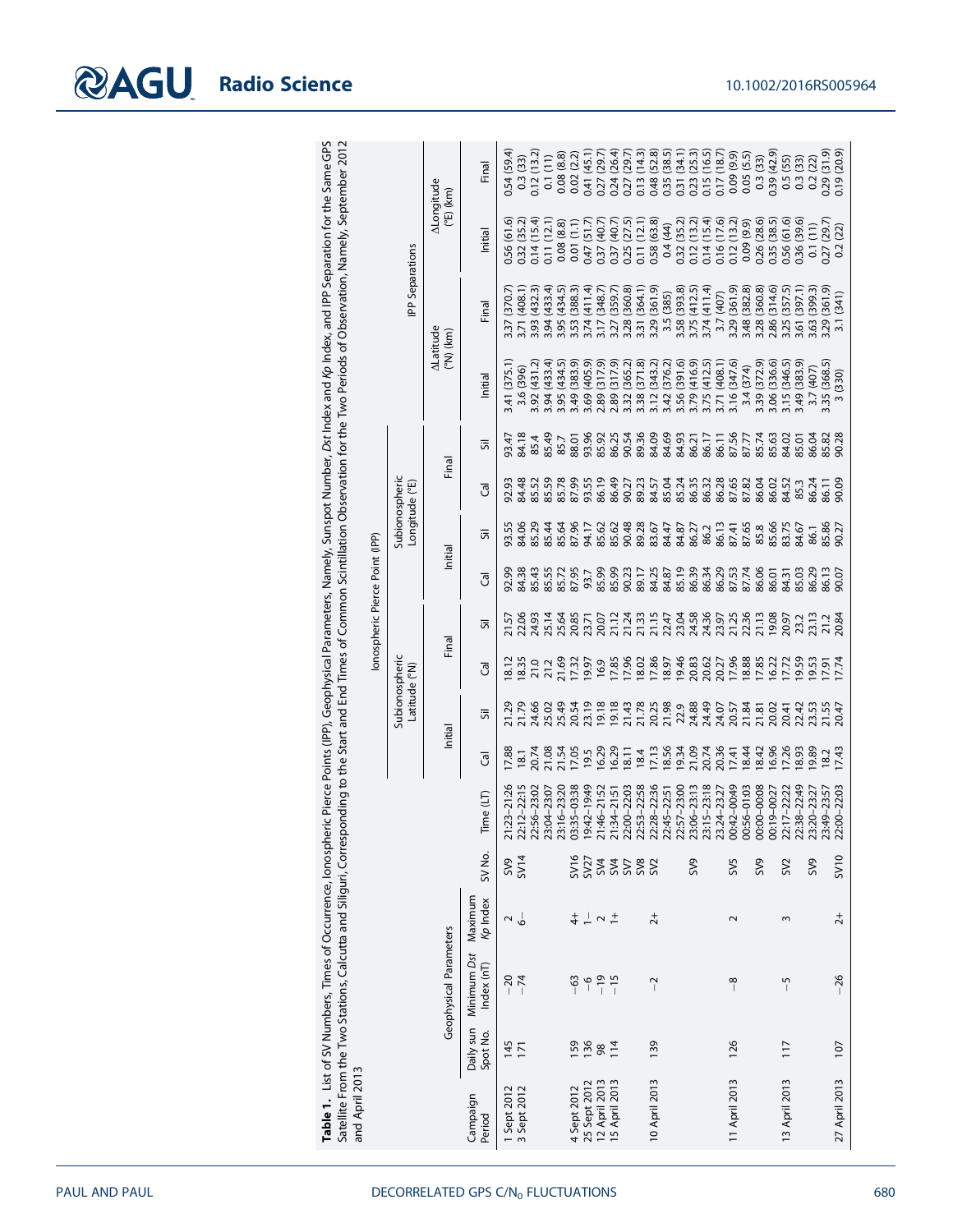**Table 1.** List of SV Numbers, Times of Occurrence, Ionospheric Pierce Points (IPP), Geophysical Parameters, Namely, Sunspot Number, *Dst* Index and *Kp* Index, and IPP Separation for the Same GPS Satellite From the Two Stations, Calcutta and Siliguri, Corresponding to the Start and End Times of Common Scintillation Observation for the Two Periods of Observation, Namely, September 2012 and April 2013

| Campaign Period | Geophysical Parameters | | | SV No. | Time (LT) | Ionospheric Pierce Point (IPP) | | | | | | | | IPP Separations | | | |
|---|---|---|---|---|---|---|---|---|---|---|---|---|---|---|---|---|---|
| | | | | | | Subionospheric Latitude (°N) | | | | Subionospheric Longitude (°E) | | | | ΔLatitude (°N) (km) | | ΔLongitude (°E) (km) | |
| | | | | | | Initial | | Final | | Initial | | Final | | | | | |
| | Daily sun Spot No. | Minimum *Dst* Index (nT) | Maximum *Kp* Index | | | Cal | Sil | Cal | Sil | Cal | Sil | Cal | Sil | Initial | Final | Initial | Final |
| 1 Sept 2012 | 145 | −20 | 2 | SV9 | 21:23–21:26 | 17.88 | 21.29 | 18.12 | 21.57 | 92.99 | 93.55 | 92.93 | 93.47 | 3.41 (375.1) | 3.37 (370.7) | 0.56 (61.6) | 0.54 (59.4) |
| 3 Sept 2012 | 171 | −74 | 6− | SV14 | 22:12–22:15 | 18.1 | 21.79 | 18.35 | 22.06 | 84.38 | 84.06 | 84.48 | 84.18 | 3.6 (396) | 3.71 (408.1) | 0.32 (35.2) | 0.3 (33) |
| | | | | | 22:56–23:02 | 20.74 | 24.66 | 21.0 | 24.93 | 85.43 | 85.29 | 85.52 | 85.4 | 3.92 (431.2) | 3.93 (432.3) | 0.14 (15.4) | 0.12 (13.2) |
| | | | | | 23:04–23:07 | 21.08 | 25.02 | 21.2 | 25.14 | 85.55 | 85.44 | 85.59 | 85.49 | 3.94 (433.4) | 3.94 (433.4) | 0.11 (12.1) | 0.1 (11) |
| | | | | | 23:16–23:20 | 21.54 | 25.49 | 21.69 | 25.64 | 85.72 | 85.64 | 85.78 | 85.7 | 3.95 (434.5) | 3.95 (434.5) | 0.08 (8.8) | 0.08 (8.8) |
| 4 Sept 2012 | 159 | −63 | 4+ | SV16 | 03:35–03:38 | 17.05 | 20.54 | 17.32 | 20.85 | 87.95 | 87.96 | 87.99 | 88.01 | 3.49 (383.9) | 3.53 (388.3) | 0.01 (1.1) | 0.02 (2.2) |
| 25 Sept 2012 | 136 | −6 | 1− | SV27 | 19:42–19:49 | 19.5 | 23.19 | 19.97 | 23.71 | 93.7 | 94.17 | 93.55 | 93.96 | 3.69 (405.9) | 3.74 (411.4) | 0.47 (51.7) | 0.41 (45.1) |
| 12 April 2013 | 98 | −19 | 2 | SV4 | 21:46–21:52 | 16.29 | 19.18 | 16.9 | 20.07 | 85.99 | 85.62 | 86.19 | 85.92 | 2.89 (317.9) | 3.17 (348.7) | 0.37 (40.7) | 0.27 (29.7) |
| 15 April 2013 | 114 | −15 | 1+ | SV4 | 21:34–21:51 | 16.29 | 19.18 | 17.85 | 21.12 | 85.99 | 85.62 | 86.49 | 86.25 | 2.89 (317.9) | 3.27 (359.7) | 0.37 (40.7) | 0.24 (26.4) |
| | | | | SV7 | 22:00–22:03 | 18.11 | 21.43 | 17.96 | 21.24 | 90.23 | 90.48 | 90.27 | 90.54 | 3.32 (365.2) | 3.28 (360.8) | 0.25 (27.5) | 0.27 (29.7) |
| | | | | SV8 | 22:53–22:58 | 18.4 | 21.78 | 18.02 | 21.33 | 89.17 | 89.28 | 89.23 | 89.36 | 3.38 (371.8) | 3.31 (364.1) | 0.11 (12.1) | 0.13 (14.3) |
| 10 April 2013 | 139 | −2 | 2+ | SV2 | 22:28–22:36 | 17.13 | 20.25 | 17.86 | 21.15 | 84.25 | 83.67 | 84.57 | 84.09 | 3.12 (343.2) | 3.29 (361.9) | 0.58 (63.8) | 0.48 (52.8) |
| | | | | | 22:45–22:51 | 18.56 | 21.98 | 18.97 | 22.47 | 84.87 | 84.47 | 85.04 | 84.69 | 3.42 (376.2) | 3.5 (385) | 0.4 (44) | 0.35 (38.5) |
| | | | | | 22:57–23:00 | 19.34 | 22.9 | 19.46 | 23.04 | 85.19 | 84.87 | 85.24 | 84.93 | 3.56 (391.6) | 3.58 (393.8) | 0.32 (35.2) | 0.31 (34.1) |
| | | | | SV9 | 23:06–23:13 | 21.09 | 24.88 | 20.83 | 24.58 | 86.39 | 86.27 | 86.35 | 86.21 | 3.79 (416.9) | 3.75 (412.5) | 0.12 (13.2) | 0.23 (25.3) |
| | | | | | 23:15–23:18 | 20.74 | 24.49 | 20.62 | 24.36 | 86.34 | 86.2 | 86.32 | 86.17 | 3.75 (412.5) | 3.74 (411.4) | 0.14 (15.4) | 0.15 (16.5) |
| | | | | | 23:24–23:27 | 20.36 | 24.07 | 20.27 | 23.97 | 86.29 | 86.13 | 86.28 | 86.11 | 3.71 (408.1) | 3.7 (407) | 0.16 (17.6) | 0.17 (18.7) |
| 11 April 2013 | 126 | −8 | 2 | SV5 | 00:42–00:49 | 17.41 | 20.57 | 17.96 | 21.25 | 87.53 | 87.41 | 87.65 | 87.56 | 3.16 (347.6) | 3.29 (361.9) | 0.12 (13.2) | 0.09 (9.9) |
| | | | | | 00:56–01:03 | 18.44 | 21.84 | 18.88 | 22.36 | 87.74 | 87.65 | 87.82 | 87.77 | 3.4 (374) | 3.48 (382.8) | 0.09 (9.9) | 0.05 (5.5) |
| | | | | SV9 | 00:00–00:08 | 18.42 | 21.81 | 17.85 | 21.13 | 86.06 | 85.8 | 86.04 | 85.74 | 3.39 (372.9) | 3.28 (360.8) | 0.26 (28.6) | 0.3 (33) |
| | | | | | 00:19–00:27 | 16.96 | 20.02 | 16.22 | 19.08 | 86.01 | 85.66 | 86.02 | 85.63 | 3.06 (336.6) | 2.86 (314.6) | 0.35 (38.5) | 0.39 (42.9) |
| 13 April 2013 | 117 | −5 | 3 | SV2 | 22:17–22:22 | 17.26 | 20.41 | 17.72 | 20.97 | 84.31 | 83.75 | 84.52 | 84.02 | 3.15 (346.5) | 3.25 (357.5) | 0.56 (61.6) | 0.5 (55) |
| | | | | | 22:38–22:49 | 18.93 | 22.42 | 19.59 | 23.2 | 85.03 | 84.67 | 85.3 | 85.01 | 3.49 (383.9) | 3.61 (397.1) | 0.36 (39.6) | 0.3 (33) |
| | | | | SV9 | 23:20–23:27 | 19.89 | 23.53 | 19.53 | 23.13 | 86.29 | 86.1 | 86.24 | 86.04 | 3.7 (407) | 3.63 (399.3) | 0.1 (11) | 0.2 (22) |
| | | | | | 23:49–23:57 | 18.2 | 21.55 | 17.91 | 21.2 | 86.13 | 85.86 | 86.11 | 85.82 | 3.35 (368.5) | 3.29 (361.9) | 0.27 (29.7) | 0.29 (31.9) |
| 27 April 2013 | 107 | −26 | 2+ | SV10 | 22:00–22:03 | 17.43 | 20.47 | 17.74 | 20.84 | 90.07 | 90.27 | 90.09 | 90.28 | 3 (330) | 3.1 (341) | 0.2 (22) | 0.19 (20.9) |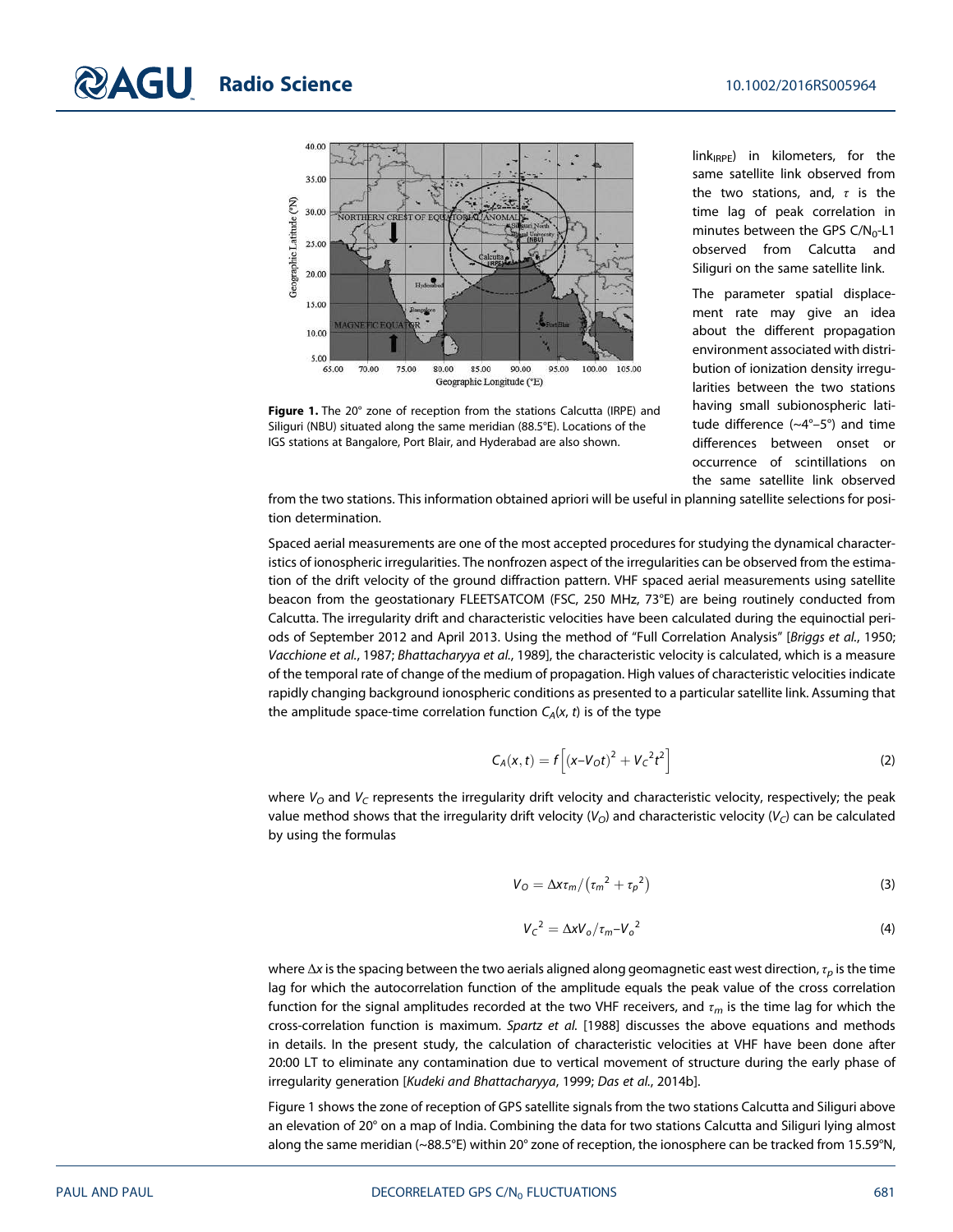Figure 1. The 20° zone of reception from the stations Calcutta (IRPE) and Siliguri (NBU) situated along the same meridian (88.5°E). Locations of the IGS stations at Bangalore, Port Blair, and Hyderabad are also shown.

link$_{IRPE}$) in kilometers, for the same satellite link observed from the two stations, and, $\tau$ is the time lag of peak correlation in minutes between the GPS C/N$_0$-L1 observed from Calcutta and Siliguri on the same satellite link.

The parameter spatial displacement rate may give an idea about the different propagation environment associated with distribution of ionization density irregularities between the two stations having small subionospheric latitude difference (~4°–5°) and time differences between onset or occurrence of scintillations on the same satellite link observed from the two stations. This information obtained apriori will be useful in planning satellite selections for position determination.

Spaced aerial measurements are one of the most accepted procedures for studying the dynamical characteristics of ionospheric irregularities. The nonfrozen aspect of the irregularities can be observed from the estimation of the drift velocity of the ground diffraction pattern. VHF spaced aerial measurements using satellite beacon from the geostationary FLEETSATCOM (FSC, 250 MHz, 73°E) are being routinely conducted from Calcutta. The irregularity drift and characteristic velocities have been calculated during the equinoctial periods of September 2012 and April 2013. Using the method of "Full Correlation Analysis" [*Briggs et al.*, 1950; *Vacchione et al.*, 1987; *Bhattacharyya et al.*, 1989], the characteristic velocity is calculated, which is a measure of the temporal rate of change of the medium of propagation. High values of characteristic velocities indicate rapidly changing background ionospheric conditions as presented to a particular satellite link. Assuming that the amplitude space-time correlation function $C_A(x, t)$ is of the type

$$C_A(x, t) = f\left[(x - V_O t)^2 + {V_C}^2 t^2\right] \tag{2}$$

where $V_O$ and $V_C$ represents the irregularity drift velocity and characteristic velocity, respectively; the peak value method shows that the irregularity drift velocity ($V_O$) and characteristic velocity ($V_C$) can be calculated by using the formulas

$$V_O = \Delta x \tau_m / \left({\tau_m}^2 + {\tau_p}^2\right) \tag{3}$$

$${V_C}^2 = \Delta x V_o / \tau_m - {V_o}^2 \tag{4}$$

where $\Delta x$ is the spacing between the two aerials aligned along geomagnetic east west direction, $\tau_p$ is the time lag for which the autocorrelation function of the amplitude equals the peak value of the cross correlation function for the signal amplitudes recorded at the two VHF receivers, and $\tau_m$ is the time lag for which the cross-correlation function is maximum. *Spartz et al.* [1988] discusses the above equations and methods in details. In the present study, the calculation of characteristic velocities at VHF have been done after 20:00 LT to eliminate any contamination due to vertical movement of structure during the early phase of irregularity generation [*Kudeki and Bhattacharyya*, 1999; *Das et al.*, 2014b].

Figure 1 shows the zone of reception of GPS satellite signals from the two stations Calcutta and Siliguri above an elevation of 20° on a map of India. Combining the data for two stations Calcutta and Siliguri lying almost along the same meridian (~88.5°E) within 20° zone of reception, the ionosphere can be tracked from 15.59°N,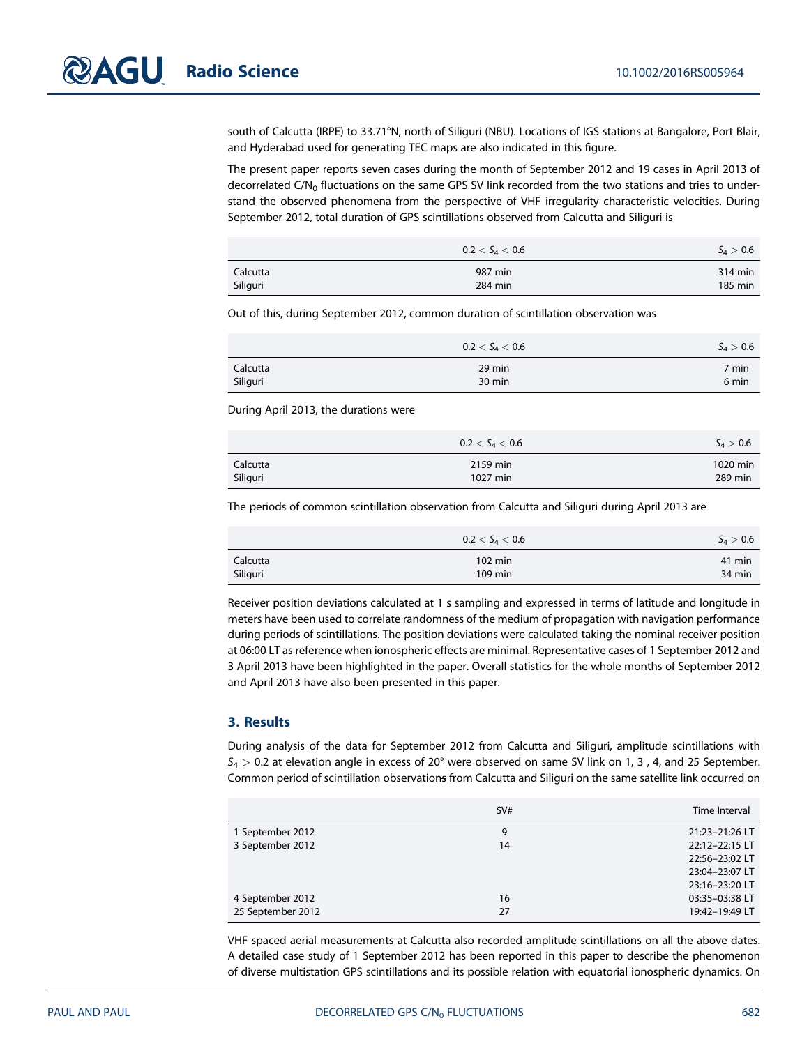south of Calcutta (IRPE) to 33.71°N, north of Siliguri (NBU). Locations of IGS stations at Bangalore, Port Blair, and Hyderabad used for generating TEC maps are also indicated in this figure.

The present paper reports seven cases during the month of September 2012 and 19 cases in April 2013 of decorrelated $C/N_0$ fluctuations on the same GPS SV link recorded from the two stations and tries to understand the observed phenomena from the perspective of VHF irregularity characteristic velocities. During September 2012, total duration of GPS scintillations observed from Calcutta and Siliguri is

| | $0.2 < S_4 < 0.6$ | $S_4 > 0.6$ |
|---|---|---|
| Calcutta | 987 min | 314 min |
| Siliguri | 284 min | 185 min |

Out of this, during September 2012, common duration of scintillation observation was

| | $0.2 < S_4 < 0.6$ | $S_4 > 0.6$ |
|---|---|---|
| Calcutta | 29 min | 7 min |
| Siliguri | 30 min | 6 min |

During April 2013, the durations were

| | $0.2 < S_4 < 0.6$ | $S_4 > 0.6$ |
|---|---|---|
| Calcutta | 2159 min | 1020 min |
| Siliguri | 1027 min | 289 min |

The periods of common scintillation observation from Calcutta and Siliguri during April 2013 are

| | $0.2 < S_4 < 0.6$ | $S_4 > 0.6$ |
|---|---|---|
| Calcutta | 102 min | 41 min |
| Siliguri | 109 min | 34 min |

Receiver position deviations calculated at 1 s sampling and expressed in terms of latitude and longitude in meters have been used to correlate randomness of the medium of propagation with navigation performance during periods of scintillations. The position deviations were calculated taking the nominal receiver position at 06:00 LT as reference when ionospheric effects are minimal. Representative cases of 1 September 2012 and 3 April 2013 have been highlighted in the paper. Overall statistics for the whole months of September 2012 and April 2013 have also been presented in this paper.

## 3. Results

During analysis of the data for September 2012 from Calcutta and Siliguri, amplitude scintillations with $S_4 > 0.2$ at elevation angle in excess of 20° were observed on same SV link on 1, 3 , 4, and 25 September. Common period of scintillation observations from Calcutta and Siliguri on the same satellite link occurred on

| | SV# | Time Interval |
|---|---|---|
| 1 September 2012 | 9 | 21:23–21:26 LT |
| 3 September 2012 | 14 | 22:12–22:15 LT |
| | | 22:56–23:02 LT |
| | | 23:04–23:07 LT |
| | | 23:16–23:20 LT |
| 4 September 2012 | 16 | 03:35–03:38 LT |
| 25 September 2012 | 27 | 19:42–19:49 LT |

VHF spaced aerial measurements at Calcutta also recorded amplitude scintillations on all the above dates. A detailed case study of 1 September 2012 has been reported in this paper to describe the phenomenon of diverse multistation GPS scintillations and its possible relation with equatorial ionospheric dynamics. On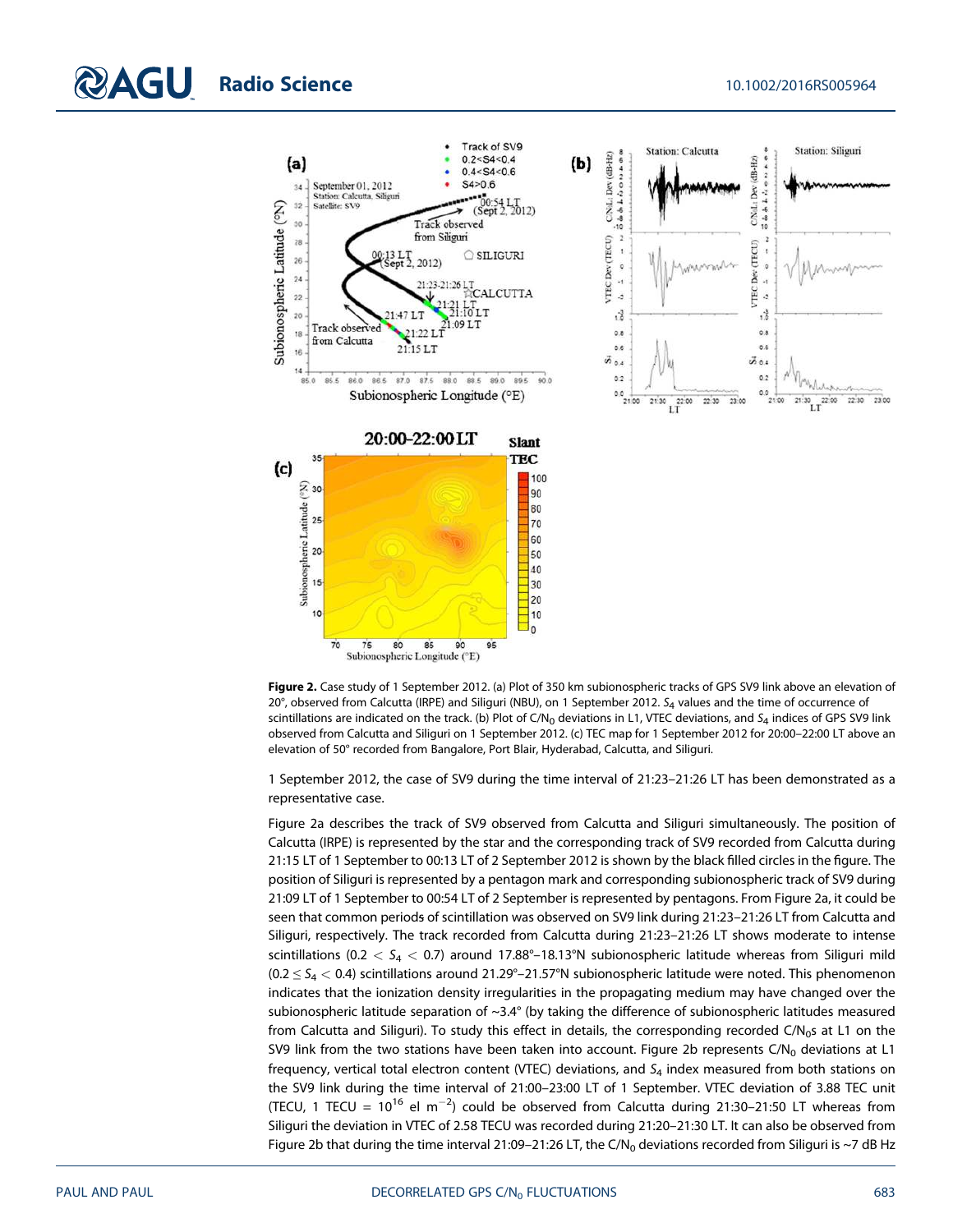**Figure 2.** Case study of 1 September 2012. (a) Plot of 350 km subionospheric tracks of GPS SV9 link above an elevation of 20°, observed from Calcutta (IRPE) and Siliguri (NBU), on 1 September 2012. $S_4$ values and the time of occurrence of scintillations are indicated on the track. (b) Plot of C/$N_0$ deviations in L1, VTEC deviations, and $S_4$ indices of GPS SV9 link observed from Calcutta and Siliguri on 1 September 2012. (c) TEC map for 1 September 2012 for 20:00–22:00 LT above an elevation of 50° recorded from Bangalore, Port Blair, Hyderabad, Calcutta, and Siliguri.

1 September 2012, the case of SV9 during the time interval of 21:23–21:26 LT has been demonstrated as a representative case.

Figure 2a describes the track of SV9 observed from Calcutta and Siliguri simultaneously. The position of Calcutta (IRPE) is represented by the star and the corresponding track of SV9 recorded from Calcutta during 21:15 LT of 1 September to 00:13 LT of 2 September 2012 is shown by the black filled circles in the figure. The position of Siliguri is represented by a pentagon mark and corresponding subionospheric track of SV9 during 21:09 LT of 1 September to 00:54 LT of 2 September is represented by pentagons. From Figure 2a, it could be seen that common periods of scintillation was observed on SV9 link during 21:23–21:26 LT from Calcutta and Siliguri, respectively. The track recorded from Calcutta during 21:23–21:26 LT shows moderate to intense scintillations ($0.2 < S_4 < 0.7$) around 17.88°–18.13°N subionospheric latitude whereas from Siliguri mild ($0.2 \leq S_4 < 0.4$) scintillations around 21.29°–21.57°N subionospheric latitude were noted. This phenomenon indicates that the ionization density irregularities in the propagating medium may have changed over the subionospheric latitude separation of ~3.4° (by taking the difference of subionospheric latitudes measured from Calcutta and Siliguri). To study this effect in details, the corresponding recorded C/$N_0$s at L1 on the SV9 link from the two stations have been taken into account. Figure 2b represents C/$N_0$ deviations at L1 frequency, vertical total electron content (VTEC) deviations, and $S_4$ index measured from both stations on the SV9 link during the time interval of 21:00–23:00 LT of 1 September. VTEC deviation of 3.88 TEC unit (TECU, 1 TECU = $10^{16}$ el m$^{-2}$) could be observed from Calcutta during 21:30–21:50 LT whereas from Siliguri the deviation in VTEC of 2.58 TECU was recorded during 21:20–21:30 LT. It can also be observed from Figure 2b that during the time interval 21:09–21:26 LT, the C/$N_0$ deviations recorded from Siliguri is ~7 dB Hz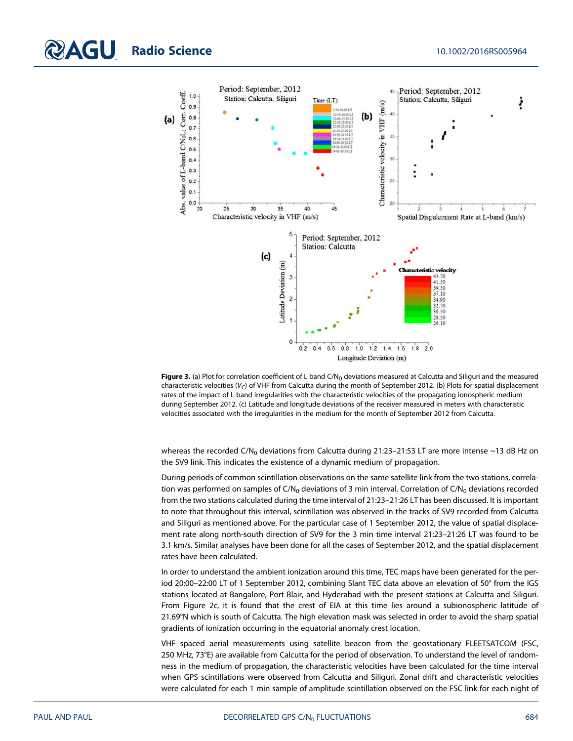**Figure 3.** (a) Plot for correlation coefficient of L band $C/N_0$ deviations measured at Calcutta and Siliguri and the measured characteristic velocities ($V_C$) of VHF from Calcutta during the month of September 2012. (b) Plots for spatial displacement rates of the impact of L band irregularities with the characteristic velocities of the propagating ionospheric medium during September 2012. (c) Latitude and longitude deviations of the receiver measured in meters with characteristic velocities associated with the irregularities in the medium for the month of September 2012 from Calcutta.

whereas the recorded $C/N_0$ deviations from Calcutta during 21:23–21:53 LT are more intense ~13 dB Hz on the SV9 link. This indicates the existence of a dynamic medium of propagation.

During periods of common scintillation observations on the same satellite link from the two stations, correlation was performed on samples of $C/N_0$ deviations of 3 min interval. Correlation of $C/N_0$ deviations recorded from the two stations calculated during the time interval of 21:23–21:26 LT has been discussed. It is important to note that throughout this interval, scintillation was observed in the tracks of SV9 recorded from Calcutta and Siliguri as mentioned above. For the particular case of 1 September 2012, the value of spatial displacement rate along north-south direction of SV9 for the 3 min time interval 21:23–21:26 LT was found to be 3.1 km/s. Similar analyses have been done for all the cases of September 2012, and the spatial displacement rates have been calculated.

In order to understand the ambient ionization around this time, TEC maps have been generated for the period 20:00–22:00 LT of 1 September 2012, combining Slant TEC data above an elevation of 50° from the IGS stations located at Bangalore, Port Blair, and Hyderabad with the present stations at Calcutta and Siliguri. From Figure 2c, it is found that the crest of EIA at this time lies around a subionospheric latitude of 21.69°N which is south of Calcutta. The high elevation mask was selected in order to avoid the sharp spatial gradients of ionization occurring in the equatorial anomaly crest location.

VHF spaced aerial measurements using satellite beacon from the geostationary FLEETSATCOM (FSC, 250 MHz, 73°E) are available from Calcutta for the period of observation. To understand the level of randomness in the medium of propagation, the characteristic velocities have been calculated for the time interval when GPS scintillations were observed from Calcutta and Siliguri. Zonal drift and characteristic velocities were calculated for each 1 min sample of amplitude scintillation observed on the FSC link for each night of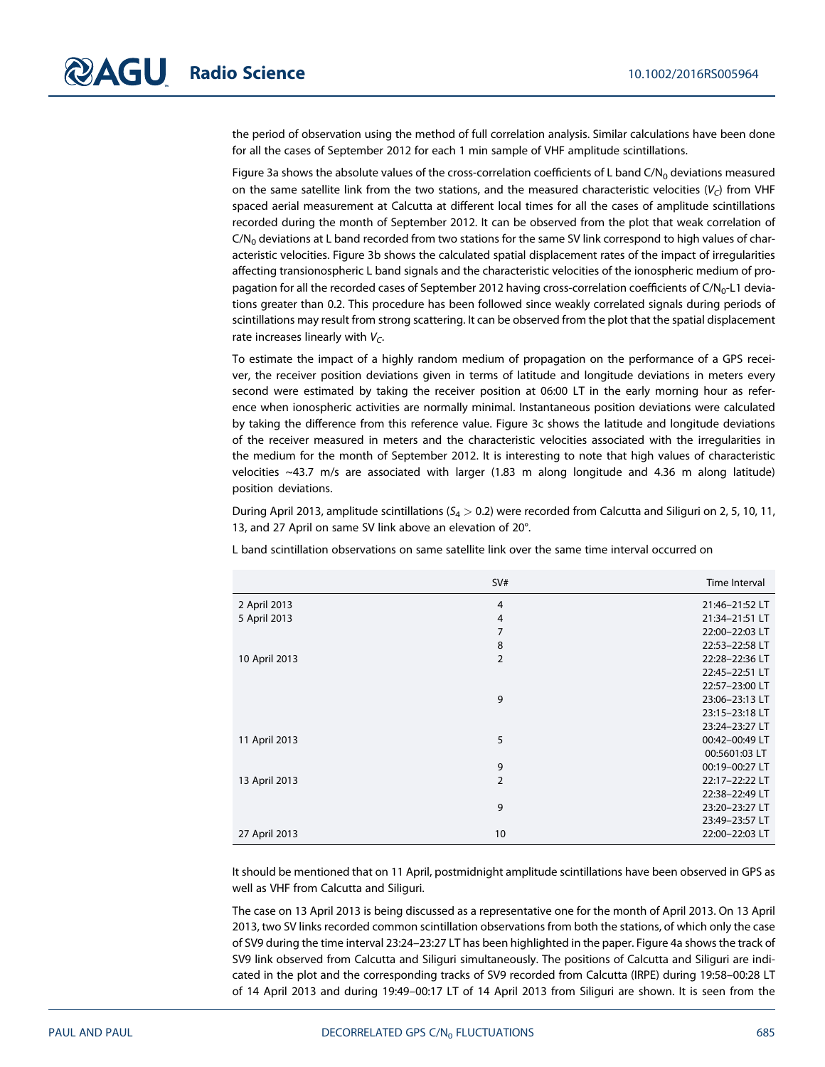the period of observation using the method of full correlation analysis. Similar calculations have been done for all the cases of September 2012 for each 1 min sample of VHF amplitude scintillations.

Figure 3a shows the absolute values of the cross-correlation coefficients of L band $C/N_0$ deviations measured on the same satellite link from the two stations, and the measured characteristic velocities ($V_C$) from VHF spaced aerial measurement at Calcutta at different local times for all the cases of amplitude scintillations recorded during the month of September 2012. It can be observed from the plot that weak correlation of $C/N_0$ deviations at L band recorded from two stations for the same SV link correspond to high values of characteristic velocities. Figure 3b shows the calculated spatial displacement rates of the impact of irregularities affecting transionospheric L band signals and the characteristic velocities of the ionospheric medium of propagation for all the recorded cases of September 2012 having cross-correlation coefficients of $C/N_0$-L1 deviations greater than 0.2. This procedure has been followed since weakly correlated signals during periods of scintillations may result from strong scattering. It can be observed from the plot that the spatial displacement rate increases linearly with $V_C$.

To estimate the impact of a highly random medium of propagation on the performance of a GPS receiver, the receiver position deviations given in terms of latitude and longitude deviations in meters every second were estimated by taking the receiver position at 06:00 LT in the early morning hour as reference when ionospheric activities are normally minimal. Instantaneous position deviations were calculated by taking the difference from this reference value. Figure 3c shows the latitude and longitude deviations of the receiver measured in meters and the characteristic velocities associated with the irregularities in the medium for the month of September 2012. It is interesting to note that high values of characteristic velocities ~43.7 m/s are associated with larger (1.83 m along longitude and 4.36 m along latitude) position deviations.

During April 2013, amplitude scintillations ($S_4 > 0.2$) were recorded from Calcutta and Siliguri on 2, 5, 10, 11, 13, and 27 April on same SV link above an elevation of 20°.

L band scintillation observations on same satellite link over the same time interval occurred on

| | SV# | Time Interval |
|---|---|---|
| 2 April 2013 | 4 | 21:46–21:52 LT |
| 5 April 2013 | 4 | 21:34–21:51 LT |
| | 7 | 22:00–22:03 LT |
| | 8 | 22:53–22:58 LT |
| 10 April 2013 | 2 | 22:28–22:36 LT |
| | | 22:45–22:51 LT |
| | | 22:57–23:00 LT |
| | 9 | 23:06–23:13 LT |
| | | 23:15–23:18 LT |
| | | 23:24–23:27 LT |
| 11 April 2013 | 5 | 00:42–00:49 LT |
| | | 00:5601:03 LT |
| | 9 | 00:19–00:27 LT |
| 13 April 2013 | 2 | 22:17–22:22 LT |
| | | 22:38–22:49 LT |
| | 9 | 23:20–23:27 LT |
| | | 23:49–23:57 LT |
| 27 April 2013 | 10 | 22:00–22:03 LT |

It should be mentioned that on 11 April, postmidnight amplitude scintillations have been observed in GPS as well as VHF from Calcutta and Siliguri.

The case on 13 April 2013 is being discussed as a representative one for the month of April 2013. On 13 April 2013, two SV links recorded common scintillation observations from both the stations, of which only the case of SV9 during the time interval 23:24–23:27 LT has been highlighted in the paper. Figure 4a shows the track of SV9 link observed from Calcutta and Siliguri simultaneously. The positions of Calcutta and Siliguri are indicated in the plot and the corresponding tracks of SV9 recorded from Calcutta (IRPE) during 19:58–00:28 LT of 14 April 2013 and during 19:49–00:17 LT of 14 April 2013 from Siliguri are shown. It is seen from the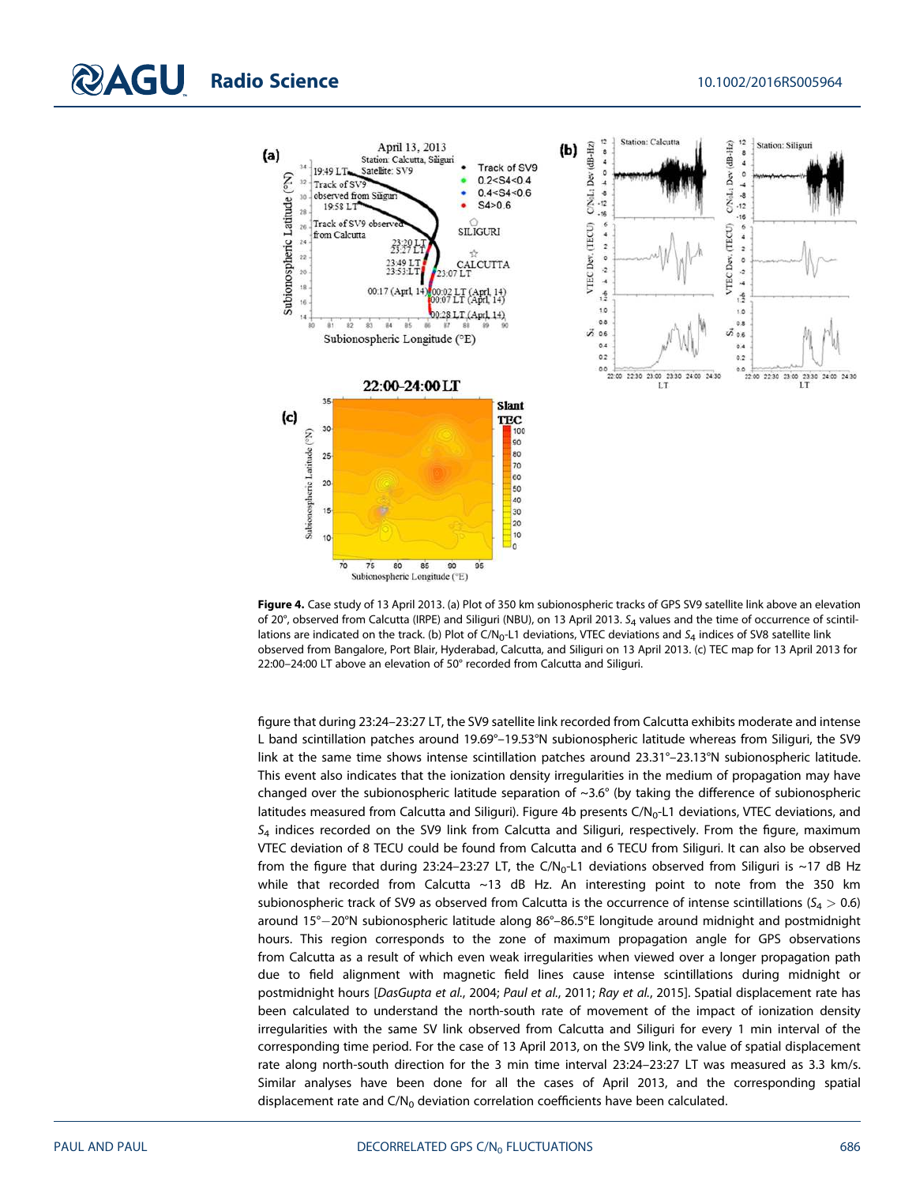**Figure 4.** Case study of 13 April 2013. (a) Plot of 350 km subionospheric tracks of GPS SV9 satellite link above an elevation of 20°, observed from Calcutta (IRPE) and Siliguri (NBU), on 13 April 2013. $S_4$ values and the time of occurrence of scintillations are indicated on the track. (b) Plot of C/N$_0$-L1 deviations, VTEC deviations and $S_4$ indices of SV8 satellite link observed from Bangalore, Port Blair, Hyderabad, Calcutta, and Siliguri on 13 April 2013. (c) TEC map for 13 April 2013 for 22:00–24:00 LT above an elevation of 50° recorded from Calcutta and Siliguri.

figure that during 23:24–23:27 LT, the SV9 satellite link recorded from Calcutta exhibits moderate and intense L band scintillation patches around 19.69°–19.53°N subionospheric latitude whereas from Siliguri, the SV9 link at the same time shows intense scintillation patches around 23.31°–23.13°N subionospheric latitude. This event also indicates that the ionization density irregularities in the medium of propagation may have changed over the subionospheric latitude separation of ~3.6° (by taking the difference of subionospheric latitudes measured from Calcutta and Siliguri). Figure 4b presents C/N$_0$-L1 deviations, VTEC deviations, and $S_4$ indices recorded on the SV9 link from Calcutta and Siliguri, respectively. From the figure, maximum VTEC deviation of 8 TECU could be found from Calcutta and 6 TECU from Siliguri. It can also be observed from the figure that during 23:24–23:27 LT, the C/N$_0$-L1 deviations observed from Siliguri is ~17 dB Hz while that recorded from Calcutta ~13 dB Hz. An interesting point to note from the 350 km subionospheric track of SV9 as observed from Calcutta is the occurrence of intense scintillations ($S_4 > 0.6$) around 15°−20°N subionospheric latitude along 86°–86.5°E longitude around midnight and postmidnight hours. This region corresponds to the zone of maximum propagation angle for GPS observations from Calcutta as a result of which even weak irregularities when viewed over a longer propagation path due to field alignment with magnetic field lines cause intense scintillations during midnight or postmidnight hours [*DasGupta et al.*, 2004; *Paul et al.*, 2011; *Ray et al.*, 2015]. Spatial displacement rate has been calculated to understand the north-south rate of movement of the impact of ionization density irregularities with the same SV link observed from Calcutta and Siliguri for every 1 min interval of the corresponding time period. For the case of 13 April 2013, on the SV9 link, the value of spatial displacement rate along north-south direction for the 3 min time interval 23:24–23:27 LT was measured as 3.3 km/s. Similar analyses have been done for all the cases of April 2013, and the corresponding spatial displacement rate and C/N$_0$ deviation correlation coefficients have been calculated.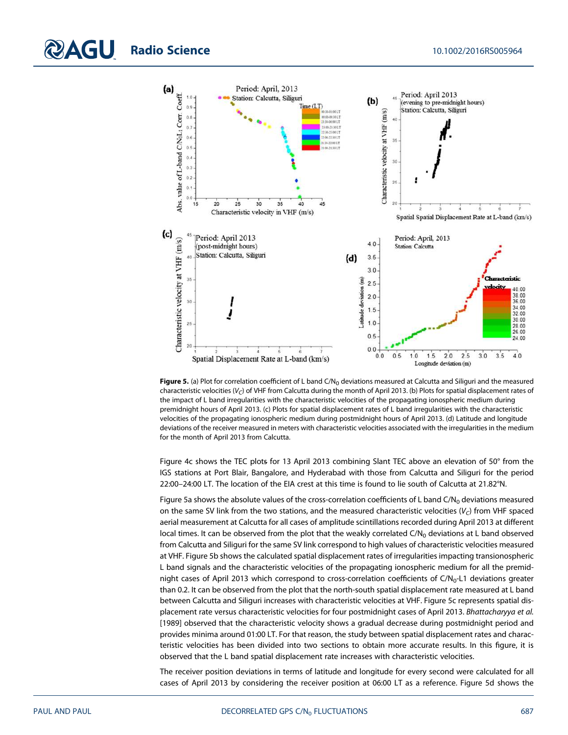**Figure 5.** (a) Plot for correlation coefficient of L band C/$N_0$ deviations measured at Calcutta and Siliguri and the measured characteristic velocities ($V_C$) of VHF from Calcutta during the month of April 2013. (b) Plots for spatial displacement rates of the impact of L band irregularities with the characteristic velocities of the propagating ionospheric medium during premidnight hours of April 2013. (c) Plots for spatial displacement rates of L band irregularities with the characteristic velocities of the propagating ionospheric medium during postmidnight hours of April 2013. (d) Latitude and longitude deviations of the receiver measured in meters with characteristic velocities associated with the irregularities in the medium for the month of April 2013 from Calcutta.

Figure 4c shows the TEC plots for 13 April 2013 combining Slant TEC above an elevation of 50° from the IGS stations at Port Blair, Bangalore, and Hyderabad with those from Calcutta and Siliguri for the period 22:00–24:00 LT. The location of the EIA crest at this time is found to lie south of Calcutta at 21.82°N.

Figure 5a shows the absolute values of the cross-correlation coefficients of L band C/$N_0$ deviations measured on the same SV link from the two stations, and the measured characteristic velocities ($V_C$) from VHF spaced aerial measurement at Calcutta for all cases of amplitude scintillations recorded during April 2013 at different local times. It can be observed from the plot that the weakly correlated C/$N_0$ deviations at L band observed from Calcutta and Siliguri for the same SV link correspond to high values of characteristic velocities measured at VHF. Figure 5b shows the calculated spatial displacement rates of irregularities impacting transionospheric L band signals and the characteristic velocities of the propagating ionospheric medium for all the premidnight cases of April 2013 which correspond to cross-correlation coefficients of C/$N_0$-L1 deviations greater than 0.2. It can be observed from the plot that the north-south spatial displacement rate measured at L band between Calcutta and Siliguri increases with characteristic velocities at VHF. Figure 5c represents spatial displacement rate versus characteristic velocities for four postmidnight cases of April 2013. *Bhattacharyya et al.* [1989] observed that the characteristic velocity shows a gradual decrease during postmidnight period and provides minima around 01:00 LT. For that reason, the study between spatial displacement rates and characteristic velocities has been divided into two sections to obtain more accurate results. In this figure, it is observed that the L band spatial displacement rate increases with characteristic velocities.

The receiver position deviations in terms of latitude and longitude for every second were calculated for all cases of April 2013 by considering the receiver position at 06:00 LT as a reference. Figure 5d shows the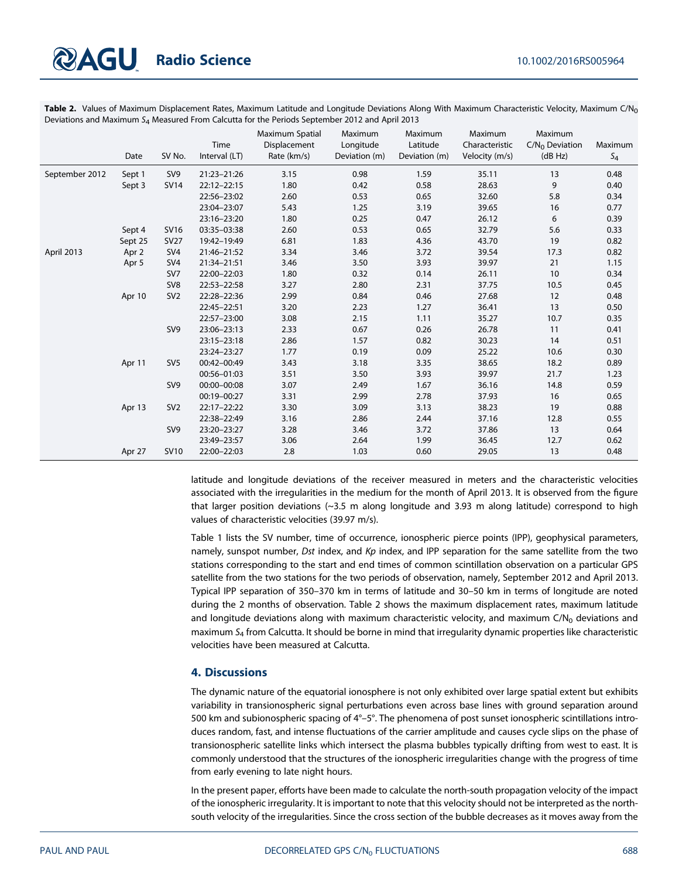**Table 2.** Values of Maximum Displacement Rates, Maximum Latitude and Longitude Deviations Along With Maximum Characteristic Velocity, Maximum C/N$_0$ Deviations and Maximum $S_4$ Measured From Calcutta for the Periods September 2012 and April 2013

| | Date | SV No. | Time Interval (LT) | Maximum Spatial Displacement Rate (km/s) | Maximum Longitude Deviation (m) | Maximum Latitude Deviation (m) | Maximum Characteristic Velocity (m/s) | Maximum C/N$_0$ Deviation (dB Hz) | Maximum $S_4$ |
|---|---|---|---|---|---|---|---|---|---|
| September 2012 | Sept 1 | SV9 | 21:23–21:26 | 3.15 | 0.98 | 1.59 | 35.11 | 13 | 0.48 |
| | Sept 3 | SV14 | 22:12–22:15 | 1.80 | 0.42 | 0.58 | 28.63 | 9 | 0.40 |
| | | | 22:56–23:02 | 2.60 | 0.53 | 0.65 | 32.60 | 5.8 | 0.34 |
| | | | 23:04–23:07 | 5.43 | 1.25 | 3.19 | 39.65 | 16 | 0.77 |
| | | | 23:16–23:20 | 1.80 | 0.25 | 0.47 | 26.12 | 6 | 0.39 |
| | Sept 4 | SV16 | 03:35–03:38 | 2.60 | 0.53 | 0.65 | 32.79 | 5.6 | 0.33 |
| | Sept 25 | SV27 | 19:42–19:49 | 6.81 | 1.83 | 4.36 | 43.70 | 19 | 0.82 |
| April 2013 | Apr 2 | SV4 | 21:46–21:52 | 3.34 | 3.46 | 3.72 | 39.54 | 17.3 | 0.82 |
| | Apr 5 | SV4 | 21:34–21:51 | 3.46 | 3.50 | 3.93 | 39.97 | 21 | 1.15 |
| | | SV7 | 22:00–22:03 | 1.80 | 0.32 | 0.14 | 26.11 | 10 | 0.34 |
| | | SV8 | 22:53–22:58 | 3.27 | 2.80 | 2.31 | 37.75 | 10.5 | 0.45 |
| | Apr 10 | SV2 | 22:28–22:36 | 2.99 | 0.84 | 0.46 | 27.68 | 12 | 0.48 |
| | | | 22:45–22:51 | 3.20 | 2.23 | 1.27 | 36.41 | 13 | 0.50 |
| | | | 22:57–23:00 | 3.08 | 2.15 | 1.11 | 35.27 | 10.7 | 0.35 |
| | | SV9 | 23:06–23:13 | 2.33 | 0.67 | 0.26 | 26.78 | 11 | 0.41 |
| | | | 23:15–23:18 | 2.86 | 1.57 | 0.82 | 30.23 | 14 | 0.51 |
| | | | 23:24–23:27 | 1.77 | 0.19 | 0.09 | 25.22 | 10.6 | 0.30 |
| | Apr 11 | SV5 | 00:42–00:49 | 3.43 | 3.18 | 3.35 | 38.65 | 18.2 | 0.89 |
| | | | 00:56–01:03 | 3.51 | 3.50 | 3.93 | 39.97 | 21.7 | 1.23 |
| | | SV9 | 00:00–00:08 | 3.07 | 2.49 | 1.67 | 36.16 | 14.8 | 0.59 |
| | | | 00:19–00:27 | 3.31 | 2.99 | 2.78 | 37.93 | 16 | 0.65 |
| | Apr 13 | SV2 | 22:17–22:22 | 3.30 | 3.09 | 3.13 | 38.23 | 19 | 0.88 |
| | | | 22:38–22:49 | 3.16 | 2.86 | 2.44 | 37.16 | 12.8 | 0.55 |
| | | SV9 | 23:20–23:27 | 3.28 | 3.46 | 3.72 | 37.86 | 13 | 0.64 |
| | | | 23:49–23:57 | 3.06 | 2.64 | 1.99 | 36.45 | 12.7 | 0.62 |
| | Apr 27 | SV10 | 22:00–22:03 | 2.8 | 1.03 | 0.60 | 29.05 | 13 | 0.48 |

latitude and longitude deviations of the receiver measured in meters and the characteristic velocities associated with the irregularities in the medium for the month of April 2013. It is observed from the figure that larger position deviations (~3.5 m along longitude and 3.93 m along latitude) correspond to high values of characteristic velocities (39.97 m/s).

Table 1 lists the SV number, time of occurrence, ionospheric pierce points (IPP), geophysical parameters, namely, sunspot number, *Dst* index, and *Kp* index, and IPP separation for the same satellite from the two stations corresponding to the start and end times of common scintillation observation on a particular GPS satellite from the two stations for the two periods of observation, namely, September 2012 and April 2013. Typical IPP separation of 350–370 km in terms of latitude and 30–50 km in terms of longitude are noted during the 2 months of observation. Table 2 shows the maximum displacement rates, maximum latitude and longitude deviations along with maximum characteristic velocity, and maximum C/N$_0$ deviations and maximum $S_4$ from Calcutta. It should be borne in mind that irregularity dynamic properties like characteristic velocities have been measured at Calcutta.

## 4. Discussions

The dynamic nature of the equatorial ionosphere is not only exhibited over large spatial extent but exhibits variability in transionospheric signal perturbations even across base lines with ground separation around 500 km and subionospheric spacing of 4°–5°. The phenomena of post sunset ionospheric scintillations introduces random, fast, and intense fluctuations of the carrier amplitude and causes cycle slips on the phase of transionospheric satellite links which intersect the plasma bubbles typically drifting from west to east. It is commonly understood that the structures of the ionospheric irregularities change with the progress of time from early evening to late night hours.

In the present paper, efforts have been made to calculate the north-south propagation velocity of the impact of the ionospheric irregularity. It is important to note that this velocity should not be interpreted as the north-south velocity of the irregularities. Since the cross section of the bubble decreases as it moves away from the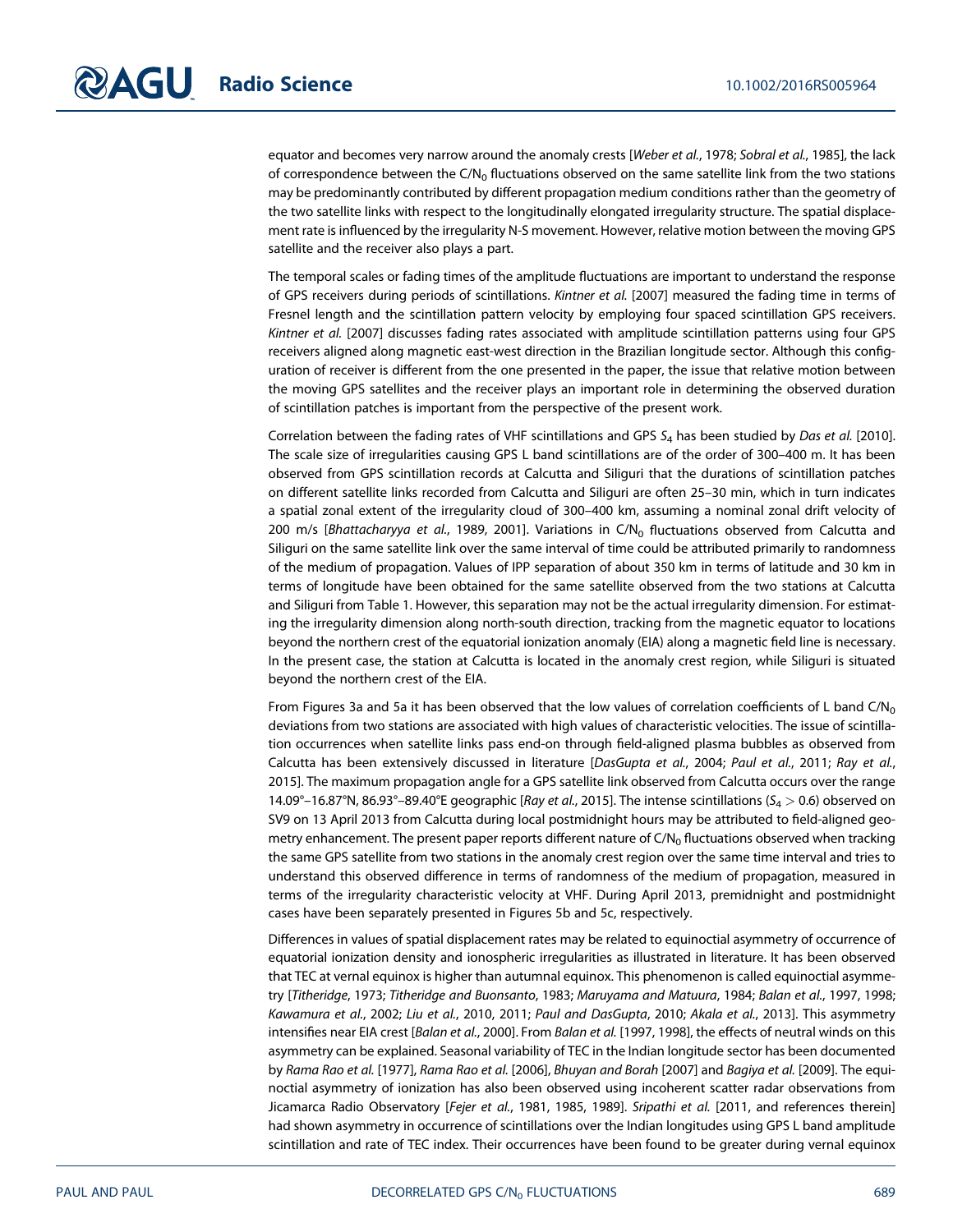equator and becomes very narrow around the anomaly crests [*Weber et al.*, 1978; *Sobral et al.*, 1985], the lack of correspondence between the $C/N_0$ fluctuations observed on the same satellite link from the two stations may be predominantly contributed by different propagation medium conditions rather than the geometry of the two satellite links with respect to the longitudinally elongated irregularity structure. The spatial displacement rate is influenced by the irregularity N-S movement. However, relative motion between the moving GPS satellite and the receiver also plays a part.

The temporal scales or fading times of the amplitude fluctuations are important to understand the response of GPS receivers during periods of scintillations. *Kintner et al.* [2007] measured the fading time in terms of Fresnel length and the scintillation pattern velocity by employing four spaced scintillation GPS receivers. *Kintner et al.* [2007] discusses fading rates associated with amplitude scintillation patterns using four GPS receivers aligned along magnetic east-west direction in the Brazilian longitude sector. Although this configuration of receiver is different from the one presented in the paper, the issue that relative motion between the moving GPS satellites and the receiver plays an important role in determining the observed duration of scintillation patches is important from the perspective of the present work.

Correlation between the fading rates of VHF scintillations and GPS $S_4$ has been studied by *Das et al.* [2010]. The scale size of irregularities causing GPS L band scintillations are of the order of 300–400 m. It has been observed from GPS scintillation records at Calcutta and Siliguri that the durations of scintillation patches on different satellite links recorded from Calcutta and Siliguri are often 25–30 min, which in turn indicates a spatial zonal extent of the irregularity cloud of 300–400 km, assuming a nominal zonal drift velocity of 200 m/s [*Bhattacharyya et al.*, 1989, 2001]. Variations in $C/N_0$ fluctuations observed from Calcutta and Siliguri on the same satellite link over the same interval of time could be attributed primarily to randomness of the medium of propagation. Values of IPP separation of about 350 km in terms of latitude and 30 km in terms of longitude have been obtained for the same satellite observed from the two stations at Calcutta and Siliguri from Table 1. However, this separation may not be the actual irregularity dimension. For estimating the irregularity dimension along north-south direction, tracking from the magnetic equator to locations beyond the northern crest of the equatorial ionization anomaly (EIA) along a magnetic field line is necessary. In the present case, the station at Calcutta is located in the anomaly crest region, while Siliguri is situated beyond the northern crest of the EIA.

From Figures 3a and 5a it has been observed that the low values of correlation coefficients of L band $C/N_0$ deviations from two stations are associated with high values of characteristic velocities. The issue of scintillation occurrences when satellite links pass end-on through field-aligned plasma bubbles as observed from Calcutta has been extensively discussed in literature [*DasGupta et al.*, 2004; *Paul et al.*, 2011; *Ray et al.*, 2015]. The maximum propagation angle for a GPS satellite link observed from Calcutta occurs over the range 14.09°–16.87°N, 86.93°–89.40°E geographic [*Ray et al.*, 2015]. The intense scintillations ($S_4 > 0.6$) observed on SV9 on 13 April 2013 from Calcutta during local postmidnight hours may be attributed to field-aligned geometry enhancement. The present paper reports different nature of $C/N_0$ fluctuations observed when tracking the same GPS satellite from two stations in the anomaly crest region over the same time interval and tries to understand this observed difference in terms of randomness of the medium of propagation, measured in terms of the irregularity characteristic velocity at VHF. During April 2013, premidnight and postmidnight cases have been separately presented in Figures 5b and 5c, respectively.

Differences in values of spatial displacement rates may be related to equinoctial asymmetry of occurrence of equatorial ionization density and ionospheric irregularities as illustrated in literature. It has been observed that TEC at vernal equinox is higher than autumnal equinox. This phenomenon is called equinoctial asymmetry [*Titheridge*, 1973; *Titheridge and Buonsanto*, 1983; *Maruyama and Matuura*, 1984; *Balan et al.*, 1997, 1998; *Kawamura et al.*, 2002; *Liu et al.*, 2010, 2011; *Paul and DasGupta*, 2010; *Akala et al.*, 2013]. This asymmetry intensifies near EIA crest [*Balan et al.*, 2000]. From *Balan et al.* [1997, 1998], the effects of neutral winds on this asymmetry can be explained. Seasonal variability of TEC in the Indian longitude sector has been documented by *Rama Rao et al.* [1977], *Rama Rao et al.* [2006], *Bhuyan and Borah* [2007] and *Bagiya et al.* [2009]. The equinoctial asymmetry of ionization has also been observed using incoherent scatter radar observations from Jicamarca Radio Observatory [*Fejer et al.*, 1981, 1985, 1989]. *Sripathi et al.* [2011, and references therein] had shown asymmetry in occurrence of scintillations over the Indian longitudes using GPS L band amplitude scintillation and rate of TEC index. Their occurrences have been found to be greater during vernal equinox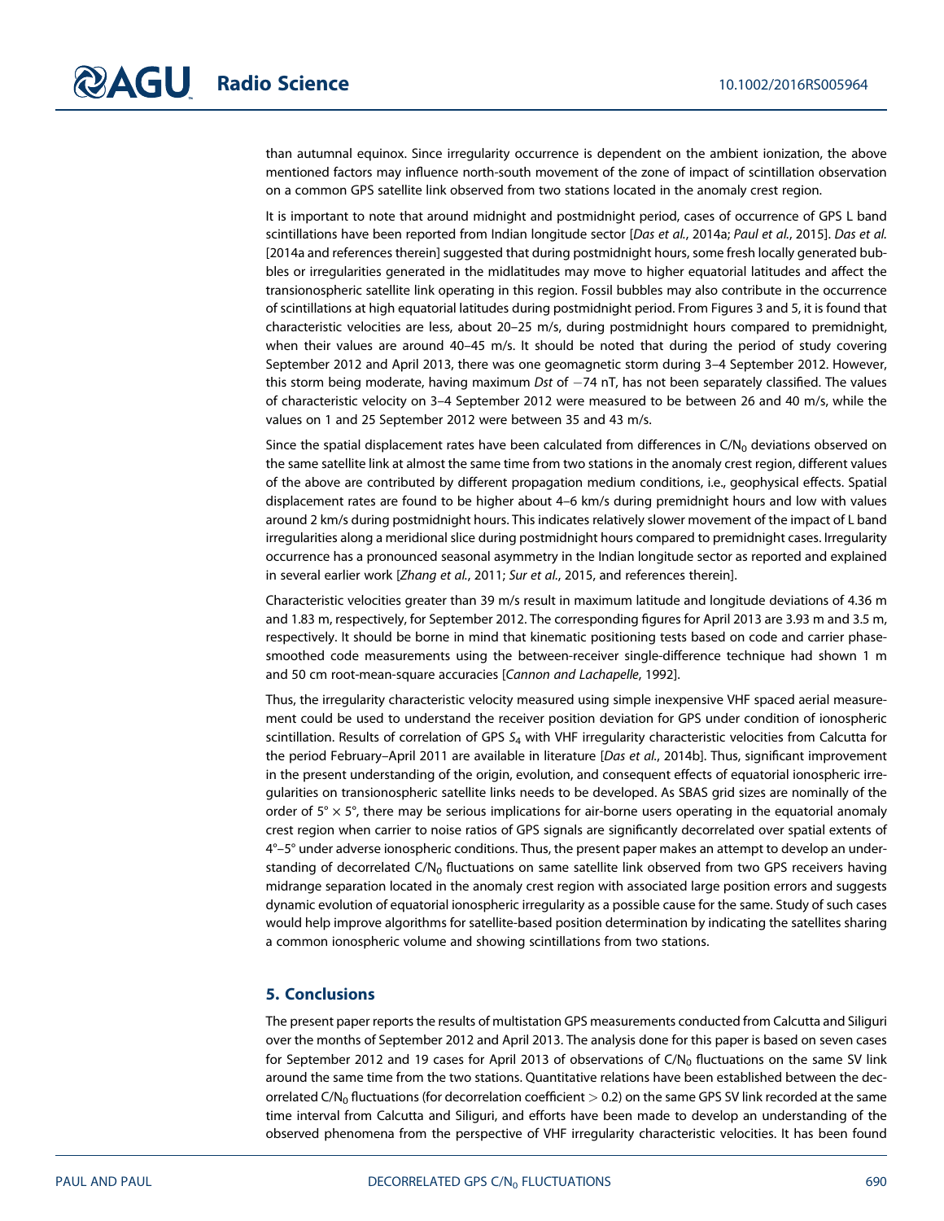than autumnal equinox. Since irregularity occurrence is dependent on the ambient ionization, the above mentioned factors may influence north-south movement of the zone of impact of scintillation observation on a common GPS satellite link observed from two stations located in the anomaly crest region.

It is important to note that around midnight and postmidnight period, cases of occurrence of GPS L band scintillations have been reported from Indian longitude sector [*Das et al.*, 2014a; *Paul et al.*, 2015]. *Das et al.* [2014a and references therein] suggested that during postmidnight hours, some fresh locally generated bubbles or irregularities generated in the midlatitudes may move to higher equatorial latitudes and affect the transionospheric satellite link operating in this region. Fossil bubbles may also contribute in the occurrence of scintillations at high equatorial latitudes during postmidnight period. From Figures 3 and 5, it is found that characteristic velocities are less, about 20–25 m/s, during postmidnight hours compared to premidnight, when their values are around 40–45 m/s. It should be noted that during the period of study covering September 2012 and April 2013, there was one geomagnetic storm during 3–4 September 2012. However, this storm being moderate, having maximum *Dst* of −74 nT, has not been separately classified. The values of characteristic velocity on 3–4 September 2012 were measured to be between 26 and 40 m/s, while the values on 1 and 25 September 2012 were between 35 and 43 m/s.

Since the spatial displacement rates have been calculated from differences in $C/N_0$ deviations observed on the same satellite link at almost the same time from two stations in the anomaly crest region, different values of the above are contributed by different propagation medium conditions, i.e., geophysical effects. Spatial displacement rates are found to be higher about 4–6 km/s during premidnight hours and low with values around 2 km/s during postmidnight hours. This indicates relatively slower movement of the impact of L band irregularities along a meridional slice during postmidnight hours compared to premidnight cases. Irregularity occurrence has a pronounced seasonal asymmetry in the Indian longitude sector as reported and explained in several earlier work [*Zhang et al.*, 2011; *Sur et al.*, 2015, and references therein].

Characteristic velocities greater than 39 m/s result in maximum latitude and longitude deviations of 4.36 m and 1.83 m, respectively, for September 2012. The corresponding figures for April 2013 are 3.93 m and 3.5 m, respectively. It should be borne in mind that kinematic positioning tests based on code and carrier phase-smoothed code measurements using the between-receiver single-difference technique had shown 1 m and 50 cm root-mean-square accuracies [*Cannon and Lachapelle*, 1992].

Thus, the irregularity characteristic velocity measured using simple inexpensive VHF spaced aerial measurement could be used to understand the receiver position deviation for GPS under condition of ionospheric scintillation. Results of correlation of GPS $S_4$ with VHF irregularity characteristic velocities from Calcutta for the period February–April 2011 are available in literature [*Das et al.*, 2014b]. Thus, significant improvement in the present understanding of the origin, evolution, and consequent effects of equatorial ionospheric irregularities on transionospheric satellite links needs to be developed. As SBAS grid sizes are nominally of the order of $5° \times 5°$, there may be serious implications for air-borne users operating in the equatorial anomaly crest region when carrier to noise ratios of GPS signals are significantly decorrelated over spatial extents of 4°–5° under adverse ionospheric conditions. Thus, the present paper makes an attempt to develop an understanding of decorrelated $C/N_0$ fluctuations on same satellite link observed from two GPS receivers having midrange separation located in the anomaly crest region with associated large position errors and suggests dynamic evolution of equatorial ionospheric irregularity as a possible cause for the same. Study of such cases would help improve algorithms for satellite-based position determination by indicating the satellites sharing a common ionospheric volume and showing scintillations from two stations.

## 5. Conclusions

The present paper reports the results of multistation GPS measurements conducted from Calcutta and Siliguri over the months of September 2012 and April 2013. The analysis done for this paper is based on seven cases for September 2012 and 19 cases for April 2013 of observations of $C/N_0$ fluctuations on the same SV link around the same time from the two stations. Quantitative relations have been established between the decorrelated $C/N_0$ fluctuations (for decorrelation coefficient $> 0.2$) on the same GPS SV link recorded at the same time interval from Calcutta and Siliguri, and efforts have been made to develop an understanding of the observed phenomena from the perspective of VHF irregularity characteristic velocities. It has been found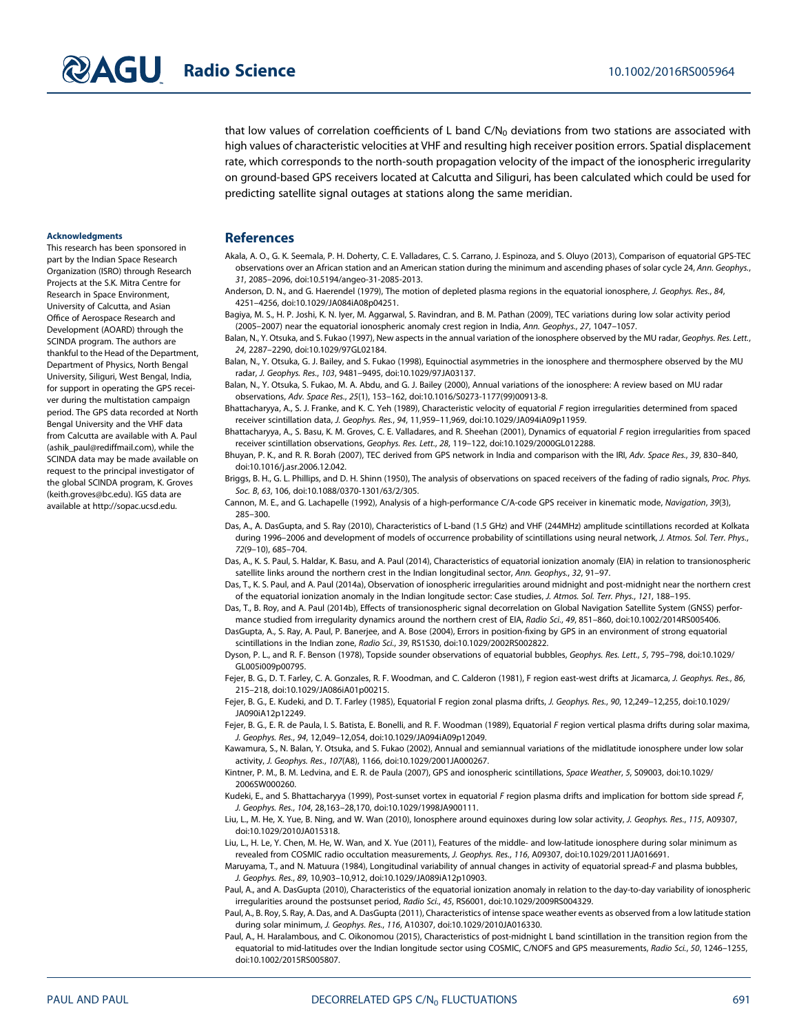that low values of correlation coefficients of L band $C/N_0$ deviations from two stations are associated with high values of characteristic velocities at VHF and resulting high receiver position errors. Spatial displacement rate, which corresponds to the north-south propagation velocity of the impact of the ionospheric irregularity on ground-based GPS receivers located at Calcutta and Siliguri, has been calculated which could be used for predicting satellite signal outages at stations along the same meridian.

**Acknowledgments**

This research has been sponsored in part by the Indian Space Research Organization (ISRO) through Research Projects at the S.K. Mitra Centre for Research in Space Environment, University of Calcutta, and Asian Office of Aerospace Research and Development (AOARD) through the SCINDA program. The authors are thankful to the Head of the Department, Department of Physics, North Bengal University, Siliguri, West Bengal, India, for support in operating the GPS receiver during the multistation campaign period. The GPS data recorded at North Bengal University and the VHF data from Calcutta are available with A. Paul (ashik_paul@rediffmail.com), while the SCINDA data may be made available on request to the principal investigator of the global SCINDA program, K. Groves (keith.groves@bc.edu). IGS data are available at http://sopac.ucsd.edu.

## References

Akala, A. O., G. K. Seemala, P. H. Doherty, C. E. Valladares, C. S. Carrano, J. Espinoza, and S. Oluyo (2013), Comparison of equatorial GPS-TEC observations over an African station and an American station during the minimum and ascending phases of solar cycle 24, *Ann. Geophys.*, *31*, 2085–2096, doi:10.5194/angeo-31-2085-2013.

Anderson, D. N., and G. Haerendel (1979), The motion of depleted plasma regions in the equatorial ionosphere, *J. Geophys. Res.*, *84*, 4251–4256, doi:10.1029/JA084iA08p04251.

Bagiya, M. S., H. P. Joshi, K. N. Iyer, M. Aggarwal, S. Ravindran, and B. M. Pathan (2009), TEC variations during low solar activity period (2005–2007) near the equatorial ionospheric anomaly crest region in India, *Ann. Geophys.*, *27*, 1047–1057.

Balan, N., Y. Otsuka, and S. Fukao (1997), New aspects in the annual variation of the ionosphere observed by the MU radar, *Geophys. Res. Lett.*, *24*, 2287–2290, doi:10.1029/97GL02184.

Balan, N., Y. Otsuka, G. J. Bailey, and S. Fukao (1998), Equinoctial asymmetries in the ionosphere and thermosphere observed by the MU radar, *J. Geophys. Res.*, *103*, 9481–9495, doi:10.1029/97JA03137.

Balan, N., Y. Otsuka, S. Fukao, M. A. Abdu, and G. J. Bailey (2000), Annual variations of the ionosphere: A review based on MU radar observations, *Adv. Space Res.*, *25*(1), 153–162, doi:10.1016/S0273-1177(99)00913-8.

Bhattacharyya, A., S. J. Franke, and K. C. Yeh (1989), Characteristic velocity of equatorial *F* region irregularities determined from spaced receiver scintillation data, *J. Geophys. Res.*, *94*, 11,959–11,969, doi:10.1029/JA094iA09p11959.

Bhattacharyya, A., S. Basu, K. M. Groves, C. E. Valladares, and R. Sheehan (2001), Dynamics of equatorial *F* region irregularities from spaced receiver scintillation observations, *Geophys. Res. Lett.*, *28*, 119–122, doi:10.1029/2000GL012288.

Bhuyan, P. K., and R. R. Borah (2007), TEC derived from GPS network in India and comparison with the IRI, *Adv. Space Res.*, *39*, 830–840, doi:10.1016/j.asr.2006.12.042.

Briggs, B. H., G. L. Phillips, and D. H. Shinn (1950), The analysis of observations on spaced receivers of the fading of radio signals, *Proc. Phys. Soc. B*, *63*, 106, doi:10.1088/0370-1301/63/2/305.

Cannon, M. E., and G. Lachapelle (1992), Analysis of a high-performance C/A-code GPS receiver in kinematic mode, *Navigation*, *39*(3), 285–300.

Das, A., A. DasGupta, and S. Ray (2010), Characteristics of L-band (1.5 GHz) and VHF (244MHz) amplitude scintillations recorded at Kolkata during 1996–2006 and development of models of occurrence probability of scintillations using neural network, *J. Atmos. Sol. Terr. Phys.*, *72*(9–10), 685–704.

Das, A., K. S. Paul, S. Haldar, K. Basu, and A. Paul (2014), Characteristics of equatorial ionization anomaly (EIA) in relation to transionospheric satellite links around the northern crest in the Indian longitudinal sector, *Ann. Geophys.*, *32*, 91–97.

Das, T., K. S. Paul, and A. Paul (2014a), Observation of ionospheric irregularities around midnight and post-midnight near the northern crest of the equatorial ionization anomaly in the Indian longitude sector: Case studies, *J. Atmos. Sol. Terr. Phys.*, *121*, 188–195.

Das, T., B. Roy, and A. Paul (2014b), Effects of transionospheric signal decorrelation on Global Navigation Satellite System (GNSS) performance studied from irregularity dynamics around the northern crest of EIA, *Radio Sci.*, *49*, 851–860, doi:10.1002/2014RS005406.

DasGupta, A., S. Ray, A. Paul, P. Banerjee, and A. Bose (2004), Errors in position-fixing by GPS in an environment of strong equatorial scintillations in the Indian zone, *Radio Sci.*, *39*, RS1S30, doi:10.1029/2002RS002822.

Dyson, P. L., and R. F. Benson (1978), Topside sounder observations of equatorial bubbles, *Geophys. Res. Lett.*, *5*, 795–798, doi:10.1029/GL005i009p00795.

Fejer, B. G., D. T. Farley, C. A. Gonzales, R. F. Woodman, and C. Calderon (1981), F region east-west drifts at Jicamarca, *J. Geophys. Res.*, *86*, 215–218, doi:10.1029/JA086iA01p00215.

Fejer, B. G., E. Kudeki, and D. T. Farley (1985), Equatorial F region zonal plasma drifts, *J. Geophys. Res.*, *90*, 12,249–12,255, doi:10.1029/JA090iA12p12249.

Fejer, B. G., E. R. de Paula, I. S. Batista, E. Bonelli, and R. F. Woodman (1989), Equatorial *F* region vertical plasma drifts during solar maxima, *J. Geophys. Res.*, *94*, 12,049–12,054, doi:10.1029/JA094iA09p12049.

Kawamura, S., N. Balan, Y. Otsuka, and S. Fukao (2002), Annual and semiannual variations of the midlatitude ionosphere under low solar activity, *J. Geophys. Res.*, *107*(A8), 1166, doi:10.1029/2001JA000267.

Kintner, P. M., B. M. Ledvina, and E. R. de Paula (2007), GPS and ionospheric scintillations, *Space Weather*, *5*, S09003, doi:10.1029/2006SW000260.

Kudeki, E., and S. Bhattacharyya (1999), Post-sunset vortex in equatorial *F* region plasma drifts and implication for bottom side spread *F*, *J. Geophys. Res.*, *104*, 28,163–28,170, doi:10.1029/1998JA900111.

Liu, L., M. He, X. Yue, B. Ning, and W. Wan (2010), Ionosphere around equinoxes during low solar activity, *J. Geophys. Res.*, *115*, A09307, doi:10.1029/2010JA015318.

Liu, L., H. Le, Y. Chen, M. He, W. Wan, and X. Yue (2011), Features of the middle- and low-latitude ionosphere during solar minimum as revealed from COSMIC radio occultation measurements, *J. Geophys. Res.*, *116*, A09307, doi:10.1029/2011JA016691.

Maruyama, T., and N. Matuura (1984), Longitudinal variability of annual changes in activity of equatorial spread-F and plasma bubbles, *J. Geophys. Res.*, *89*, 10,903–10,912, doi:10.1029/JA089iA12p10903.

Paul, A., and A. DasGupta (2010), Characteristics of the equatorial ionization anomaly in relation to the day-to-day variability of ionospheric irregularities around the postsunset period, *Radio Sci.*, *45*, RS6001, doi:10.1029/2009RS004329.

Paul, A., B. Roy, S. Ray, A. Das, and A. DasGupta (2011), Characteristics of intense space weather events as observed from a low latitude station during solar minimum, *J. Geophys. Res.*, *116*, A10307, doi:10.1029/2010JA016330.

Paul, A., H. Haralambous, and C. Oikonomou (2015), Characteristics of post-midnight L band scintillation in the transition region from the equatorial to mid-latitudes over the Indian longitude sector using COSMIC, C/NOFS and GPS measurements, *Radio Sci.*, *50*, 1246–1255, doi:10.1002/2015RS005807.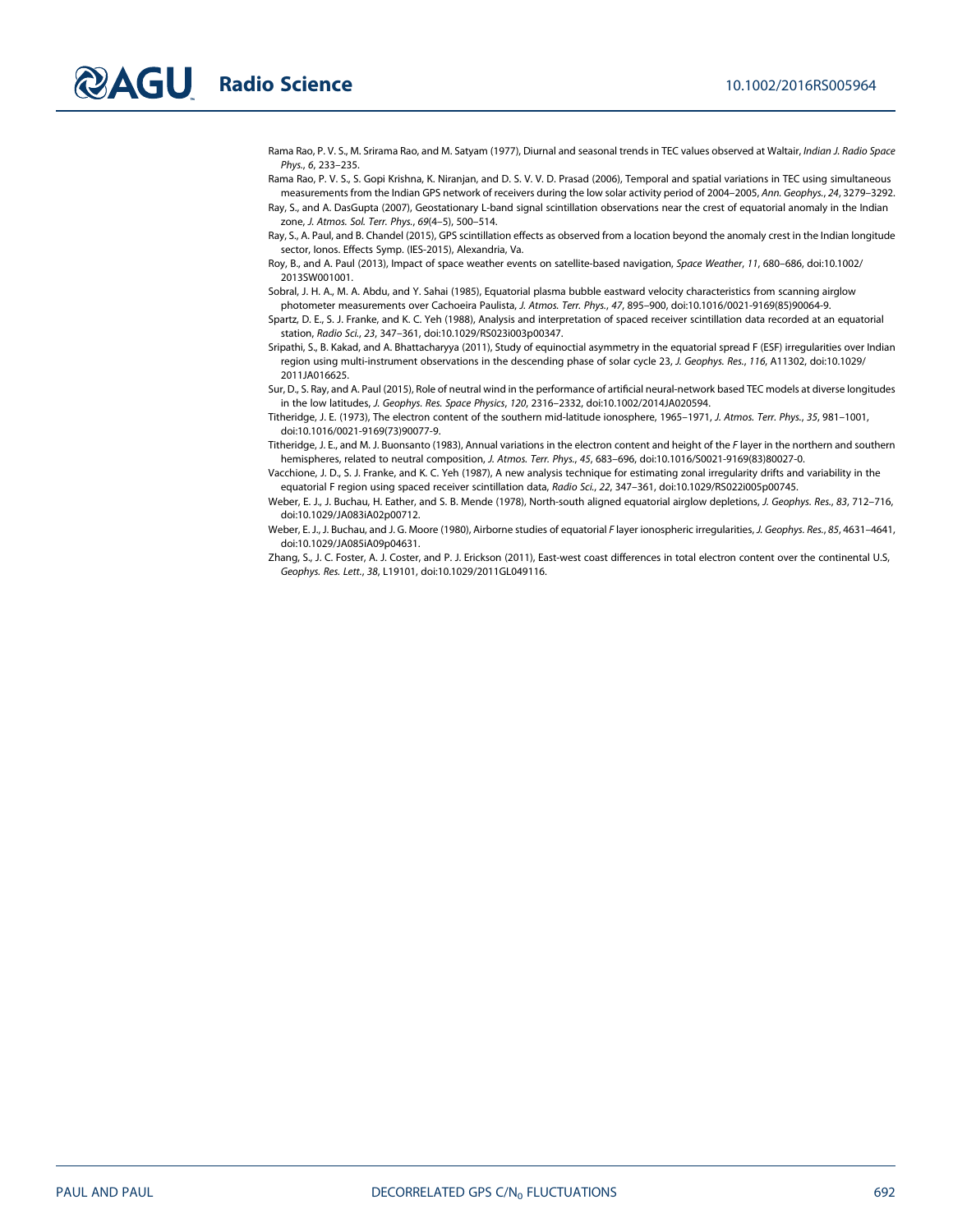Rama Rao, P. V. S., M. Srirama Rao, and M. Satyam (1977), Diurnal and seasonal trends in TEC values observed at Waltair, *Indian J. Radio Space Phys.*, *6*, 233–235.

Rama Rao, P. V. S., S. Gopi Krishna, K. Niranjan, and D. S. V. V. D. Prasad (2006), Temporal and spatial variations in TEC using simultaneous measurements from the Indian GPS network of receivers during the low solar activity period of 2004–2005, *Ann. Geophys.*, *24*, 3279–3292.

Ray, S., and A. DasGupta (2007), Geostationary L-band signal scintillation observations near the crest of equatorial anomaly in the Indian zone, *J. Atmos. Sol. Terr. Phys.*, *69*(4–5), 500–514.

Ray, S., A. Paul, and B. Chandel (2015), GPS scintillation effects as observed from a location beyond the anomaly crest in the Indian longitude sector, Ionos. Effects Symp. (IES-2015), Alexandria, Va.

Roy, B., and A. Paul (2013), Impact of space weather events on satellite-based navigation, *Space Weather*, *11*, 680–686, doi:10.1002/2013SW001001.

Sobral, J. H. A., M. A. Abdu, and Y. Sahai (1985), Equatorial plasma bubble eastward velocity characteristics from scanning airglow photometer measurements over Cachoeira Paulista, *J. Atmos. Terr. Phys.*, *47*, 895–900, doi:10.1016/0021-9169(85)90064-9.

Spartz, D. E., S. J. Franke, and K. C. Yeh (1988), Analysis and interpretation of spaced receiver scintillation data recorded at an equatorial station, *Radio Sci.*, *23*, 347–361, doi:10.1029/RS023i003p00347.

Sripathi, S., B. Kakad, and A. Bhattacharyya (2011), Study of equinoctial asymmetry in the equatorial spread F (ESF) irregularities over Indian region using multi-instrument observations in the descending phase of solar cycle 23, *J. Geophys. Res.*, *116*, A11302, doi:10.1029/2011JA016625.

Sur, D., S. Ray, and A. Paul (2015), Role of neutral wind in the performance of artificial neural-network based TEC models at diverse longitudes in the low latitudes, *J. Geophys. Res. Space Physics*, *120*, 2316–2332, doi:10.1002/2014JA020594.

Titheridge, J. E. (1973), The electron content of the southern mid-latitude ionosphere, 1965–1971, *J. Atmos. Terr. Phys.*, *35*, 981–1001, doi:10.1016/0021-9169(73)90077-9.

Titheridge, J. E., and M. J. Buonsanto (1983), Annual variations in the electron content and height of the *F* layer in the northern and southern hemispheres, related to neutral composition, *J. Atmos. Terr. Phys.*, *45*, 683–696, doi:10.1016/S0021-9169(83)80027-0.

Vacchione, J. D., S. J. Franke, and K. C. Yeh (1987), A new analysis technique for estimating zonal irregularity drifts and variability in the equatorial F region using spaced receiver scintillation data, *Radio Sci.*, *22*, 347–361, doi:10.1029/RS022i005p00745.

Weber, E. J., J. Buchau, H. Eather, and S. B. Mende (1978), North-south aligned equatorial airglow depletions, *J. Geophys. Res.*, *83*, 712–716, doi:10.1029/JA083iA02p00712.

Weber, E. J., J. Buchau, and J. G. Moore (1980), Airborne studies of equatorial *F* layer ionospheric irregularities, *J. Geophys. Res.*, *85*, 4631–4641, doi:10.1029/JA085iA09p04631.

Zhang, S., J. C. Foster, A. J. Coster, and P. J. Erickson (2011), East-west coast differences in total electron content over the continental U.S, *Geophys. Res. Lett.*, *38*, L19101, doi:10.1029/2011GL049116.